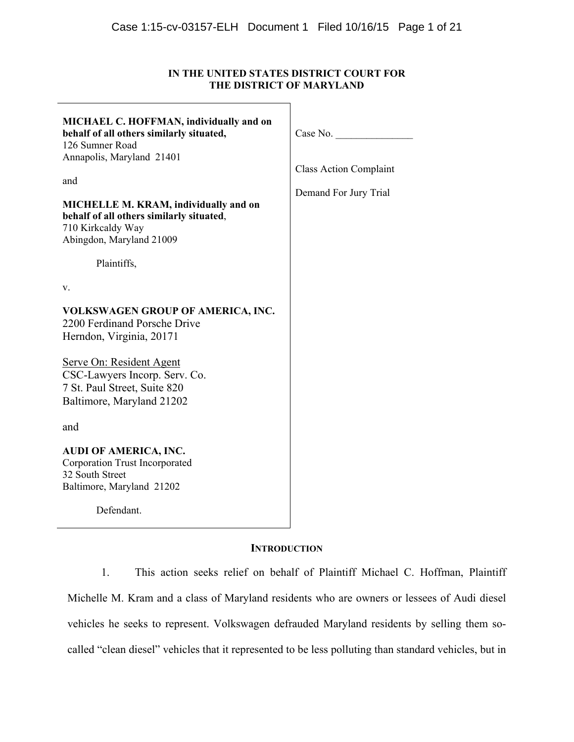**IN THE UNITED STATES DISTRICT COURT FOR THE DISTRICT OF MARYLAND**

| | |
|---|---|
| **MICHAEL C. HOFFMAN, individually and on behalf of all others similarly situated,**<br>126 Sumner Road<br>Annapolis, Maryland 21401<br><br>and<br><br>**MICHELLE M. KRAM, individually and on behalf of all others similarly situated**,<br>710 Kirkcaldy Way<br>Abingdon, Maryland 21009<br><br>Plaintiffs,<br><br>v.<br><br>**VOLKSWAGEN GROUP OF AMERICA, INC.**<br>2200 Ferdinand Porsche Drive<br>Herndon, Virginia, 20171<br><br>Serve On: Resident Agent<br>CSC-Lawyers Incorp. Serv. Co.<br>7 St. Paul Street, Suite 820<br>Baltimore, Maryland 21202<br><br>and<br><br>**AUDI OF AMERICA, INC.**<br>Corporation Trust Incorporated<br>32 South Street<br>Baltimore, Maryland 21202<br><br>Defendant. | Case No. _______________<br><br>Class Action Complaint<br><br>Demand For Jury Trial |

**INTRODUCTION**

1. This action seeks relief on behalf of Plaintiff Michael C. Hoffman, Plaintiff Michelle M. Kram and a class of Maryland residents who are owners or lessees of Audi diesel vehicles he seeks to represent. Volkswagen defrauded Maryland residents by selling them so-called "clean diesel" vehicles that it represented to be less polluting than standard vehicles, but in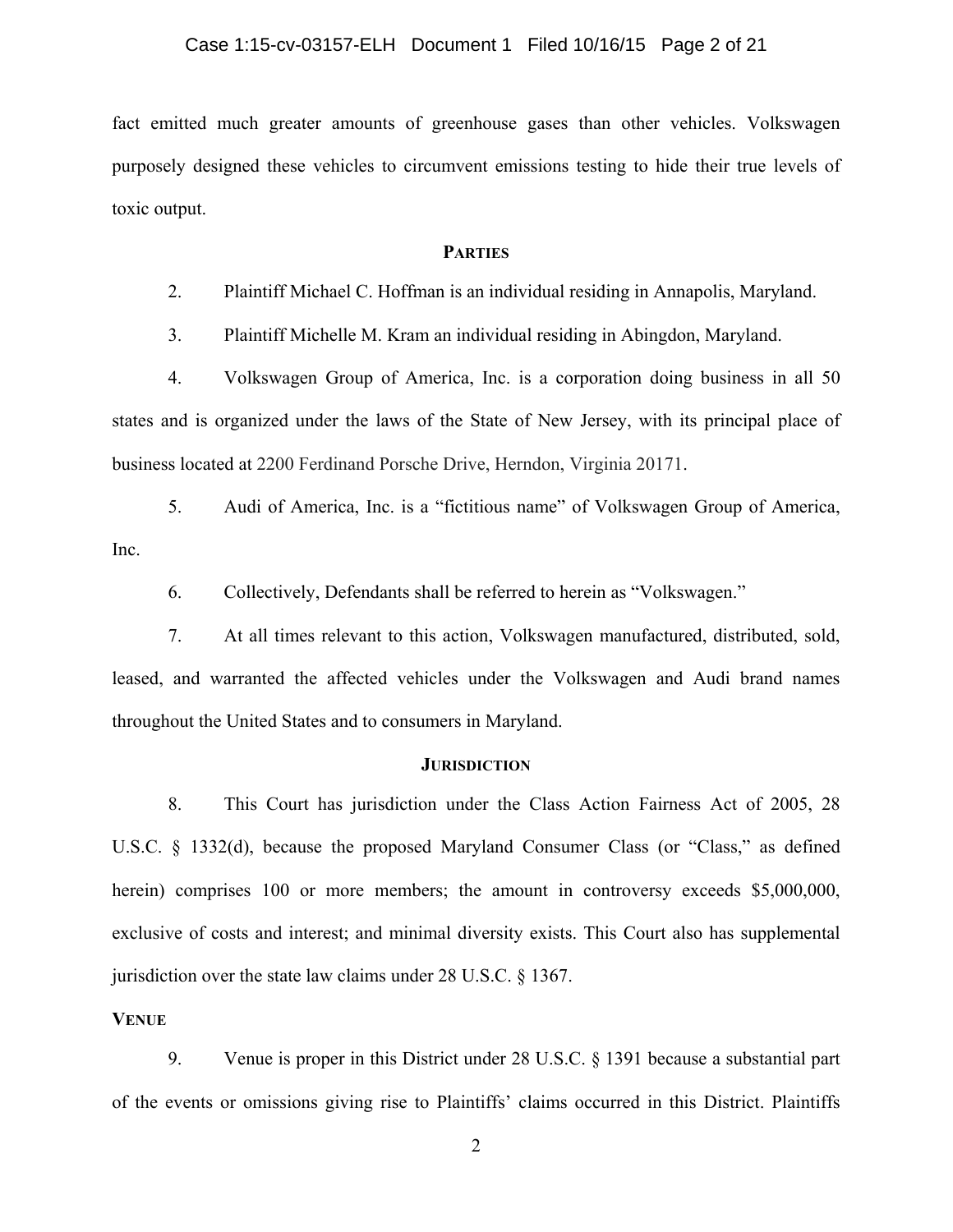fact emitted much greater amounts of greenhouse gases than other vehicles. Volkswagen purposely designed these vehicles to circumvent emissions testing to hide their true levels of toxic output.

## PARTIES

2. Plaintiff Michael C. Hoffman is an individual residing in Annapolis, Maryland.

3. Plaintiff Michelle M. Kram an individual residing in Abingdon, Maryland.

4. Volkswagen Group of America, Inc. is a corporation doing business in all 50 states and is organized under the laws of the State of New Jersey, with its principal place of business located at 2200 Ferdinand Porsche Drive, Herndon, Virginia 20171.

5. Audi of America, Inc. is a "fictitious name" of Volkswagen Group of America, Inc.

6. Collectively, Defendants shall be referred to herein as "Volkswagen."

7. At all times relevant to this action, Volkswagen manufactured, distributed, sold, leased, and warranted the affected vehicles under the Volkswagen and Audi brand names throughout the United States and to consumers in Maryland.

## JURISDICTION

8. This Court has jurisdiction under the Class Action Fairness Act of 2005, 28 U.S.C. § 1332(d), because the proposed Maryland Consumer Class (or "Class," as defined herein) comprises 100 or more members; the amount in controversy exceeds $5,000,000, exclusive of costs and interest; and minimal diversity exists. This Court also has supplemental jurisdiction over the state law claims under 28 U.S.C. § 1367.

## VENUE

9. Venue is proper in this District under 28 U.S.C. § 1391 because a substantial part of the events or omissions giving rise to Plaintiffs' claims occurred in this District. Plaintiffs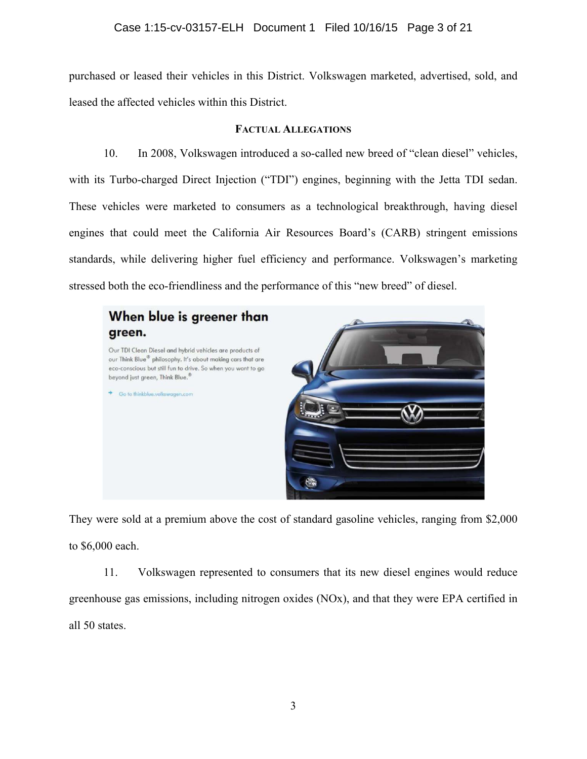purchased or leased their vehicles in this District. Volkswagen marketed, advertised, sold, and leased the affected vehicles within this District.

### FACTUAL ALLEGATIONS

10. In 2008, Volkswagen introduced a so-called new breed of "clean diesel" vehicles, with its Turbo-charged Direct Injection ("TDI") engines, beginning with the Jetta TDI sedan. These vehicles were marketed to consumers as a technological breakthrough, having diesel engines that could meet the California Air Resources Board's (CARB) stringent emissions standards, while delivering higher fuel efficiency and performance. Volkswagen's marketing stressed both the eco-friendliness and the performance of this "new breed" of diesel.

They were sold at a premium above the cost of standard gasoline vehicles, ranging from $2,000 to $6,000 each.

11. Volkswagen represented to consumers that its new diesel engines would reduce greenhouse gas emissions, including nitrogen oxides (NOx), and that they were EPA certified in all 50 states.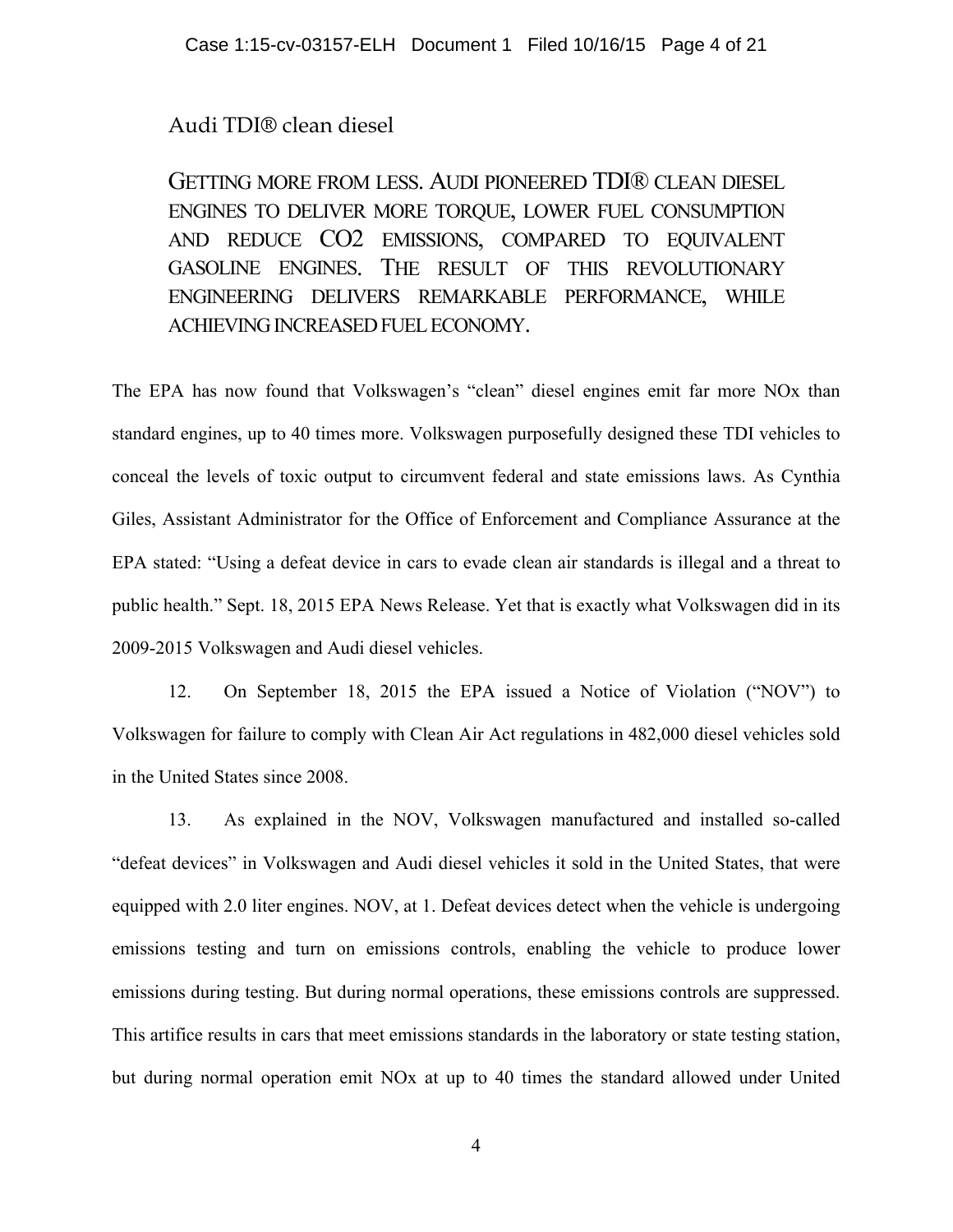> Audi TDI® clean diesel
>
> GETTING MORE FROM LESS. AUDI PIONEERED TDI® CLEAN DIESEL ENGINES TO DELIVER MORE TORQUE, LOWER FUEL CONSUMPTION AND REDUCE $CO_2$ EMISSIONS, COMPARED TO EQUIVALENT GASOLINE ENGINES. THE RESULT OF THIS REVOLUTIONARY ENGINEERING DELIVERS REMARKABLE PERFORMANCE, WHILE ACHIEVING INCREASED FUEL ECONOMY.

The EPA has now found that Volkswagen's "clean" diesel engines emit far more NOx than standard engines, up to 40 times more. Volkswagen purposefully designed these TDI vehicles to conceal the levels of toxic output to circumvent federal and state emissions laws. As Cynthia Giles, Assistant Administrator for the Office of Enforcement and Compliance Assurance at the EPA stated: "Using a defeat device in cars to evade clean air standards is illegal and a threat to public health." Sept. 18, 2015 EPA News Release. Yet that is exactly what Volkswagen did in its 2009-2015 Volkswagen and Audi diesel vehicles.

12. On September 18, 2015 the EPA issued a Notice of Violation ("NOV") to Volkswagen for failure to comply with Clean Air Act regulations in 482,000 diesel vehicles sold in the United States since 2008.

13. As explained in the NOV, Volkswagen manufactured and installed so-called "defeat devices" in Volkswagen and Audi diesel vehicles it sold in the United States, that were equipped with 2.0 liter engines. NOV, at 1. Defeat devices detect when the vehicle is undergoing emissions testing and turn on emissions controls, enabling the vehicle to produce lower emissions during testing. But during normal operations, these emissions controls are suppressed. This artifice results in cars that meet emissions standards in the laboratory or state testing station, but during normal operation emit NOx at up to 40 times the standard allowed under United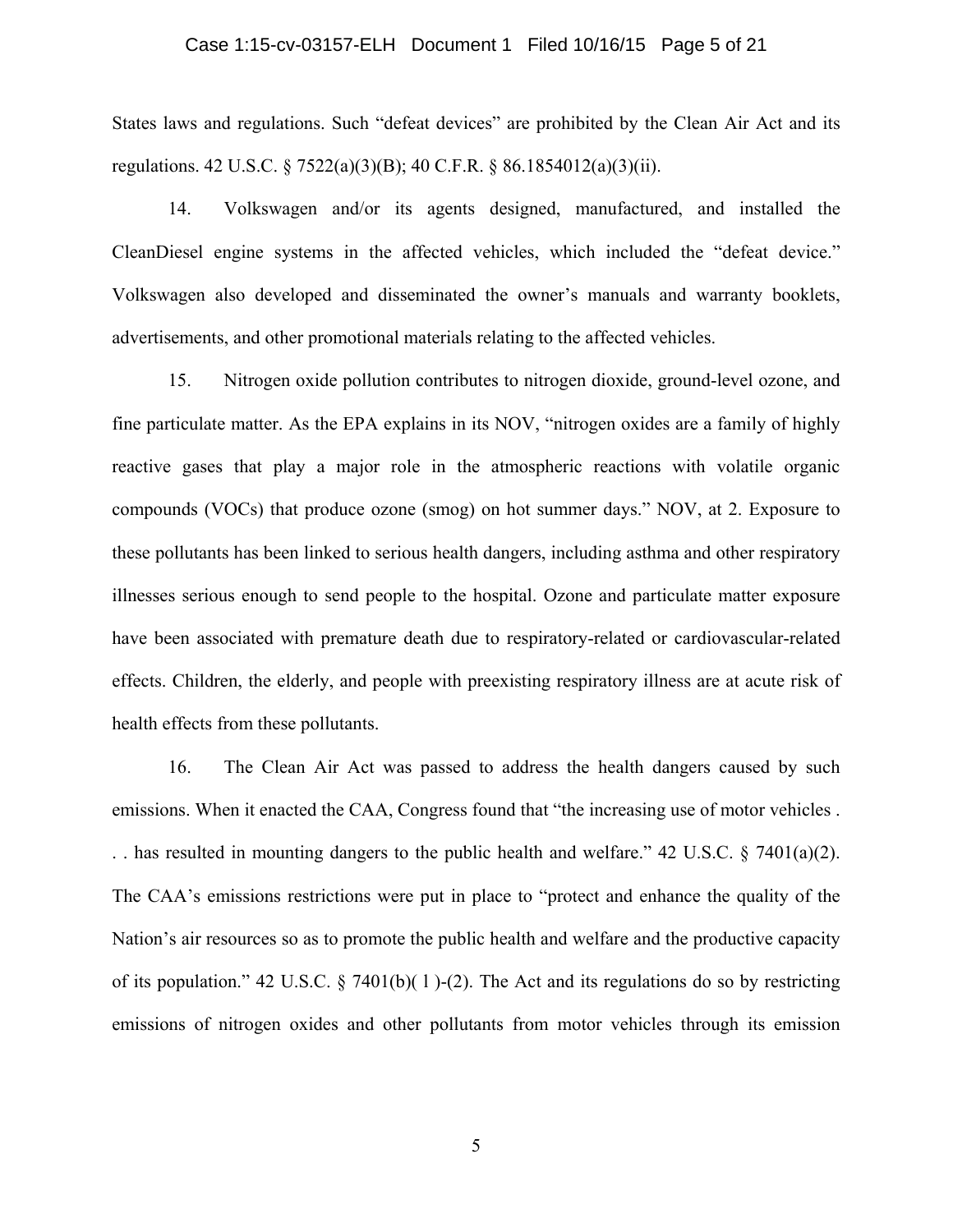States laws and regulations. Such "defeat devices" are prohibited by the Clean Air Act and its regulations. 42 U.S.C. § 7522(a)(3)(B); 40 C.F.R. § 86.1854012(a)(3)(ii).

14. Volkswagen and/or its agents designed, manufactured, and installed the CleanDiesel engine systems in the affected vehicles, which included the "defeat device." Volkswagen also developed and disseminated the owner's manuals and warranty booklets, advertisements, and other promotional materials relating to the affected vehicles.

15. Nitrogen oxide pollution contributes to nitrogen dioxide, ground-level ozone, and fine particulate matter. As the EPA explains in its NOV, "nitrogen oxides are a family of highly reactive gases that play a major role in the atmospheric reactions with volatile organic compounds (VOCs) that produce ozone (smog) on hot summer days." NOV, at 2. Exposure to these pollutants has been linked to serious health dangers, including asthma and other respiratory illnesses serious enough to send people to the hospital. Ozone and particulate matter exposure have been associated with premature death due to respiratory-related or cardiovascular-related effects. Children, the elderly, and people with preexisting respiratory illness are at acute risk of health effects from these pollutants.

16. The Clean Air Act was passed to address the health dangers caused by such emissions. When it enacted the CAA, Congress found that "the increasing use of motor vehicles . . . has resulted in mounting dangers to the public health and welfare." 42 U.S.C. § 7401(a)(2). The CAA's emissions restrictions were put in place to "protect and enhance the quality of the Nation's air resources so as to promote the public health and welfare and the productive capacity of its population." 42 U.S.C. § 7401(b)( 1 )-(2). The Act and its regulations do so by restricting emissions of nitrogen oxides and other pollutants from motor vehicles through its emission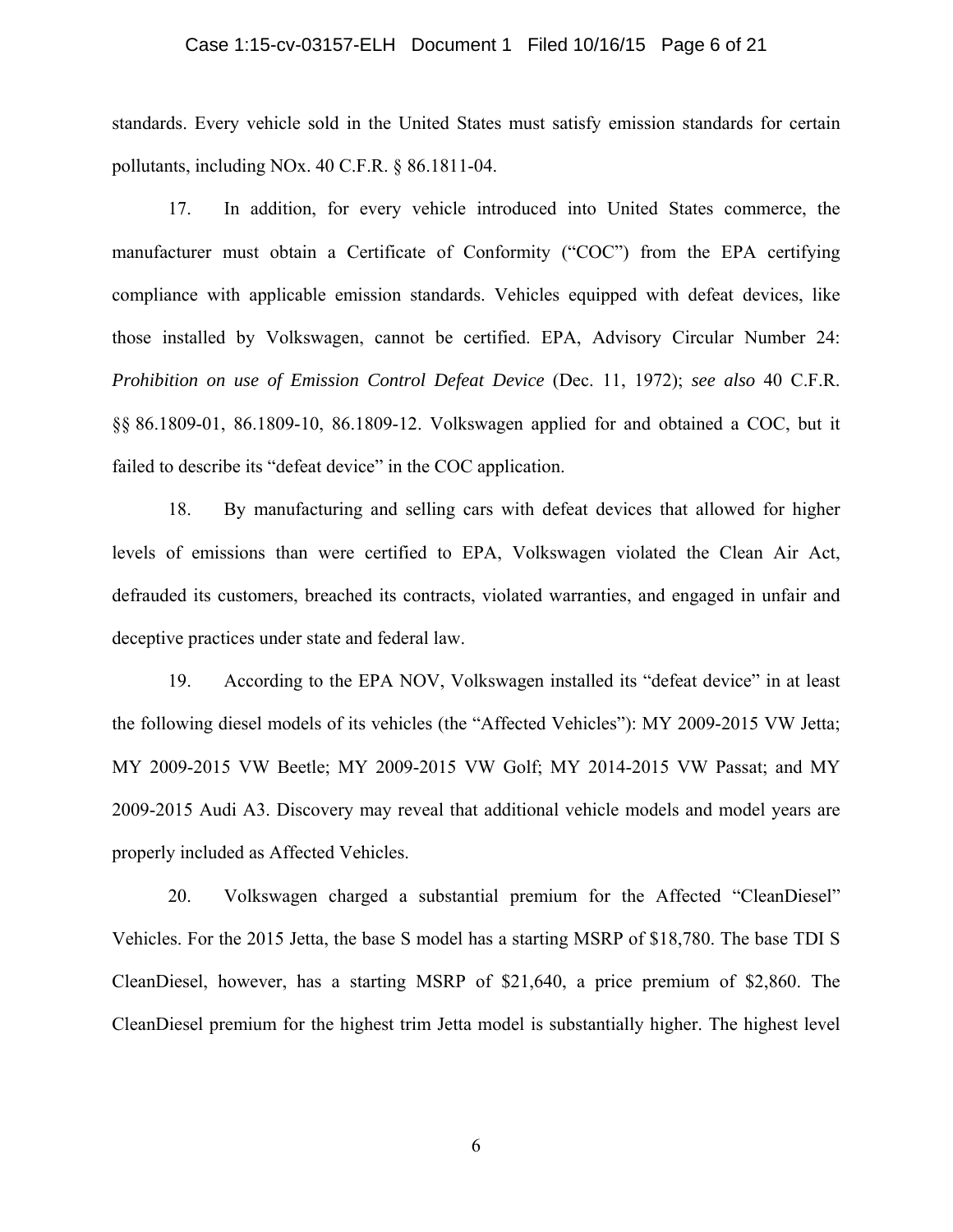standards. Every vehicle sold in the United States must satisfy emission standards for certain pollutants, including NOx. 40 C.F.R. § 86.1811-04.

17. In addition, for every vehicle introduced into United States commerce, the manufacturer must obtain a Certificate of Conformity ("COC") from the EPA certifying compliance with applicable emission standards. Vehicles equipped with defeat devices, like those installed by Volkswagen, cannot be certified. EPA, Advisory Circular Number 24: *Prohibition on use of Emission Control Defeat Device* (Dec. 11, 1972); *see also* 40 C.F.R. §§ 86.1809-01, 86.1809-10, 86.1809-12. Volkswagen applied for and obtained a COC, but it failed to describe its "defeat device" in the COC application.

18. By manufacturing and selling cars with defeat devices that allowed for higher levels of emissions than were certified to EPA, Volkswagen violated the Clean Air Act, defrauded its customers, breached its contracts, violated warranties, and engaged in unfair and deceptive practices under state and federal law.

19. According to the EPA NOV, Volkswagen installed its "defeat device" in at least the following diesel models of its vehicles (the "Affected Vehicles"): MY 2009-2015 VW Jetta; MY 2009-2015 VW Beetle; MY 2009-2015 VW Golf; MY 2014-2015 VW Passat; and MY 2009-2015 Audi A3. Discovery may reveal that additional vehicle models and model years are properly included as Affected Vehicles.

20. Volkswagen charged a substantial premium for the Affected "CleanDiesel" Vehicles. For the 2015 Jetta, the base S model has a starting MSRP of $18,780. The base TDI S CleanDiesel, however, has a starting MSRP of $21,640, a price premium of $2,860. The CleanDiesel premium for the highest trim Jetta model is substantially higher. The highest level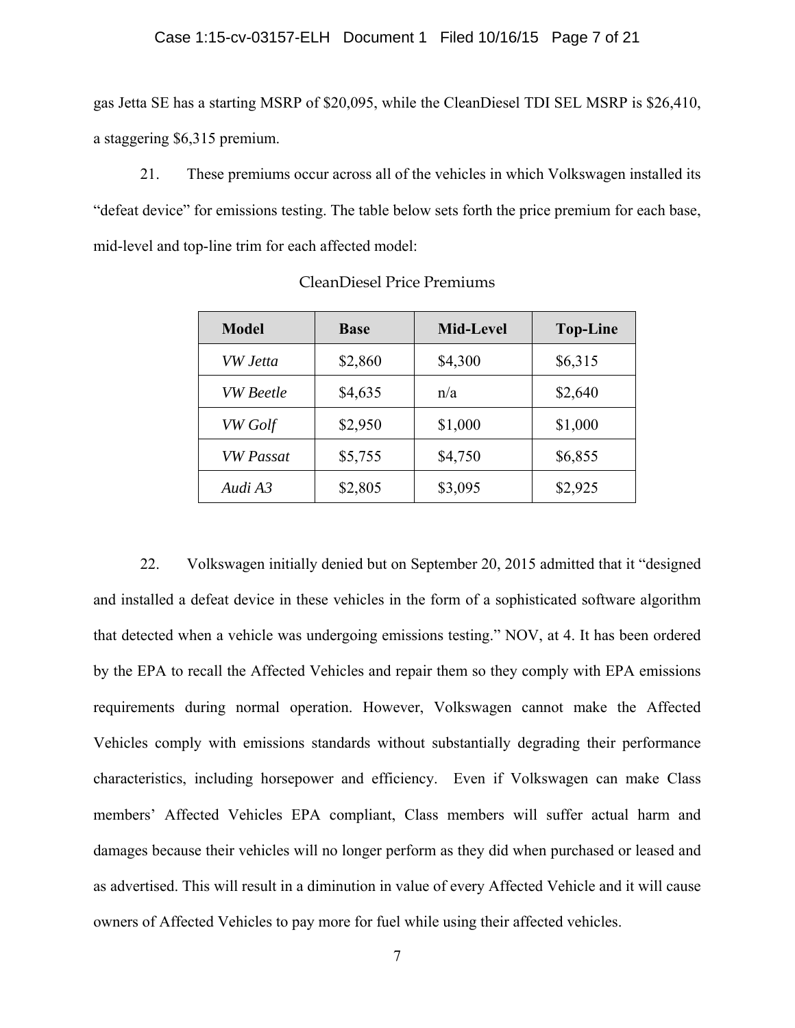gas Jetta SE has a starting MSRP of $20,095, while the CleanDiesel TDI SEL MSRP is $26,410, a staggering $6,315 premium.

21. These premiums occur across all of the vehicles in which Volkswagen installed its "defeat device" for emissions testing. The table below sets forth the price premium for each base, mid-level and top-line trim for each affected model:

CleanDiesel Price Premiums

| Model | Base | Mid-Level | Top-Line |
|---|---|---|---|
| *VW Jetta* | $2,860 | $4,300 | $6,315 |
| *VW Beetle* | $4,635 | n/a | $2,640 |
| *VW Golf* | $2,950 | $1,000 | $1,000 |
| *VW Passat* | $5,755 | $4,750 | $6,855 |
| *Audi A3* | $2,805 | $3,095 | $2,925 |

22. Volkswagen initially denied but on September 20, 2015 admitted that it "designed and installed a defeat device in these vehicles in the form of a sophisticated software algorithm that detected when a vehicle was undergoing emissions testing." NOV, at 4. It has been ordered by the EPA to recall the Affected Vehicles and repair them so they comply with EPA emissions requirements during normal operation. However, Volkswagen cannot make the Affected Vehicles comply with emissions standards without substantially degrading their performance characteristics, including horsepower and efficiency. Even if Volkswagen can make Class members' Affected Vehicles EPA compliant, Class members will suffer actual harm and damages because their vehicles will no longer perform as they did when purchased or leased and as advertised. This will result in a diminution in value of every Affected Vehicle and it will cause owners of Affected Vehicles to pay more for fuel while using their affected vehicles.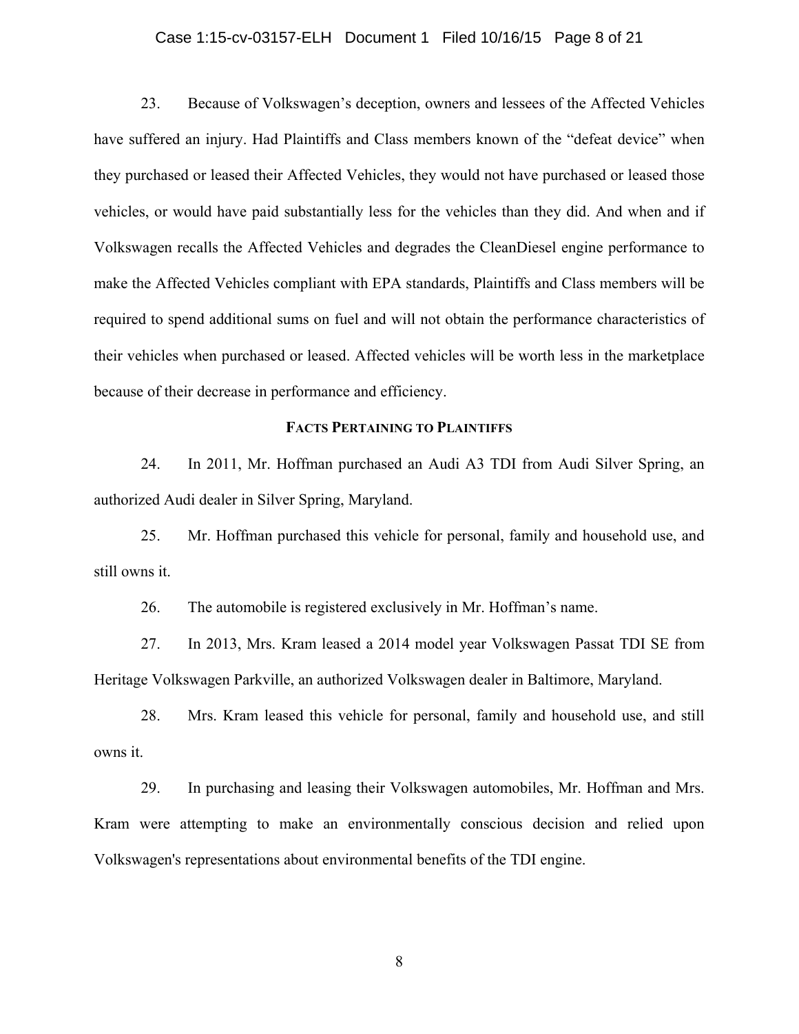23. Because of Volkswagen's deception, owners and lessees of the Affected Vehicles have suffered an injury. Had Plaintiffs and Class members known of the "defeat device" when they purchased or leased their Affected Vehicles, they would not have purchased or leased those vehicles, or would have paid substantially less for the vehicles than they did. And when and if Volkswagen recalls the Affected Vehicles and degrades the CleanDiesel engine performance to make the Affected Vehicles compliant with EPA standards, Plaintiffs and Class members will be required to spend additional sums on fuel and will not obtain the performance characteristics of their vehicles when purchased or leased. Affected vehicles will be worth less in the marketplace because of their decrease in performance and efficiency.

## FACTS PERTAINING TO PLAINTIFFS

24. In 2011, Mr. Hoffman purchased an Audi A3 TDI from Audi Silver Spring, an authorized Audi dealer in Silver Spring, Maryland.

25. Mr. Hoffman purchased this vehicle for personal, family and household use, and still owns it.

26. The automobile is registered exclusively in Mr. Hoffman's name.

27. In 2013, Mrs. Kram leased a 2014 model year Volkswagen Passat TDI SE from Heritage Volkswagen Parkville, an authorized Volkswagen dealer in Baltimore, Maryland.

28. Mrs. Kram leased this vehicle for personal, family and household use, and still owns it.

29. In purchasing and leasing their Volkswagen automobiles, Mr. Hoffman and Mrs. Kram were attempting to make an environmentally conscious decision and relied upon Volkswagen's representations about environmental benefits of the TDI engine.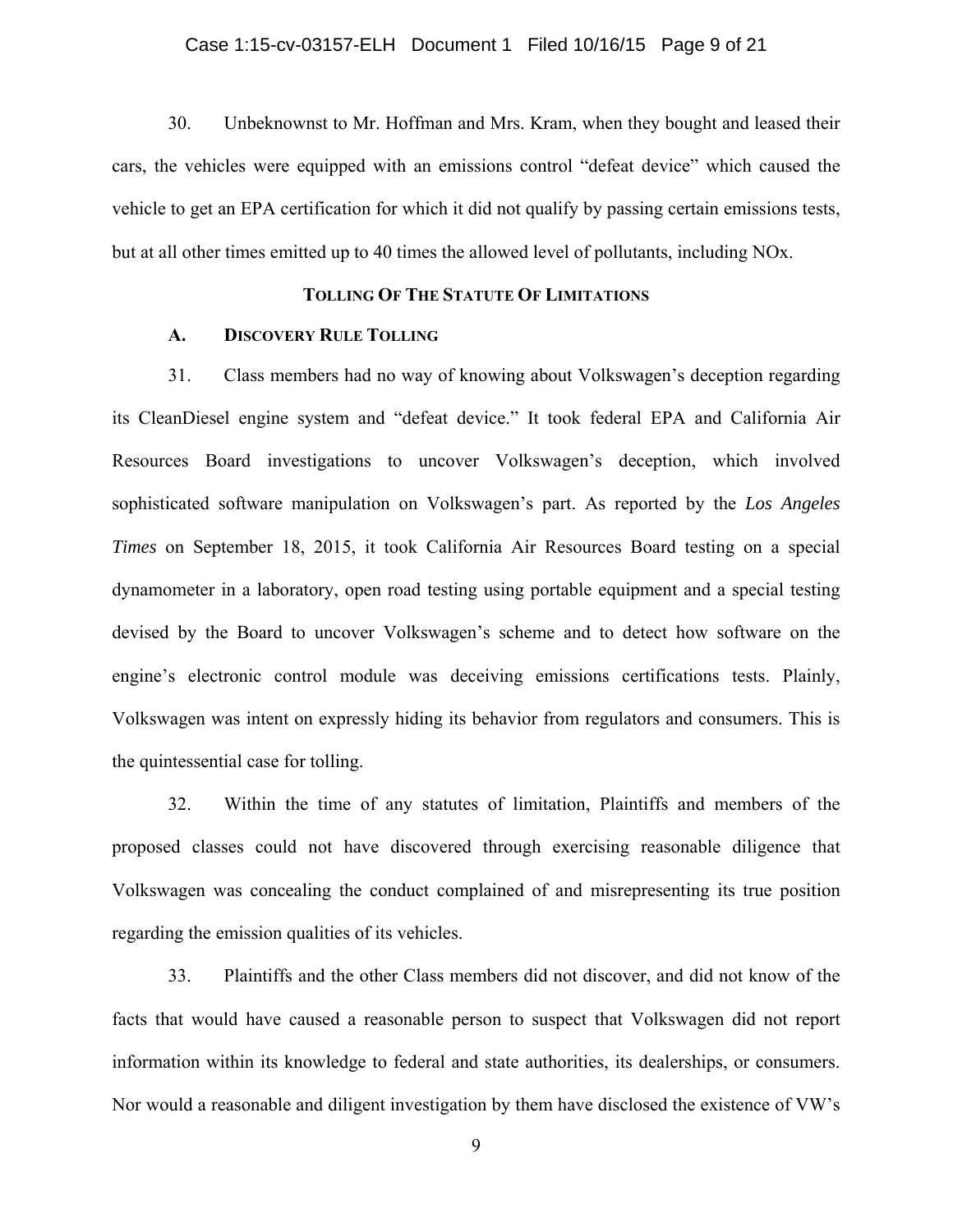30. Unbeknownst to Mr. Hoffman and Mrs. Kram, when they bought and leased their cars, the vehicles were equipped with an emissions control "defeat device" which caused the vehicle to get an EPA certification for which it did not qualify by passing certain emissions tests, but at all other times emitted up to 40 times the allowed level of pollutants, including NOx.

## TOLLING OF THE STATUTE OF LIMITATIONS

### A. DISCOVERY RULE TOLLING

31. Class members had no way of knowing about Volkswagen's deception regarding its CleanDiesel engine system and "defeat device." It took federal EPA and California Air Resources Board investigations to uncover Volkswagen's deception, which involved sophisticated software manipulation on Volkswagen's part. As reported by the *Los Angeles Times* on September 18, 2015, it took California Air Resources Board testing on a special dynamometer in a laboratory, open road testing using portable equipment and a special testing devised by the Board to uncover Volkswagen's scheme and to detect how software on the engine's electronic control module was deceiving emissions certifications tests. Plainly, Volkswagen was intent on expressly hiding its behavior from regulators and consumers. This is the quintessential case for tolling.

32. Within the time of any statutes of limitation, Plaintiffs and members of the proposed classes could not have discovered through exercising reasonable diligence that Volkswagen was concealing the conduct complained of and misrepresenting its true position regarding the emission qualities of its vehicles.

33. Plaintiffs and the other Class members did not discover, and did not know of the facts that would have caused a reasonable person to suspect that Volkswagen did not report information within its knowledge to federal and state authorities, its dealerships, or consumers. Nor would a reasonable and diligent investigation by them have disclosed the existence of VW's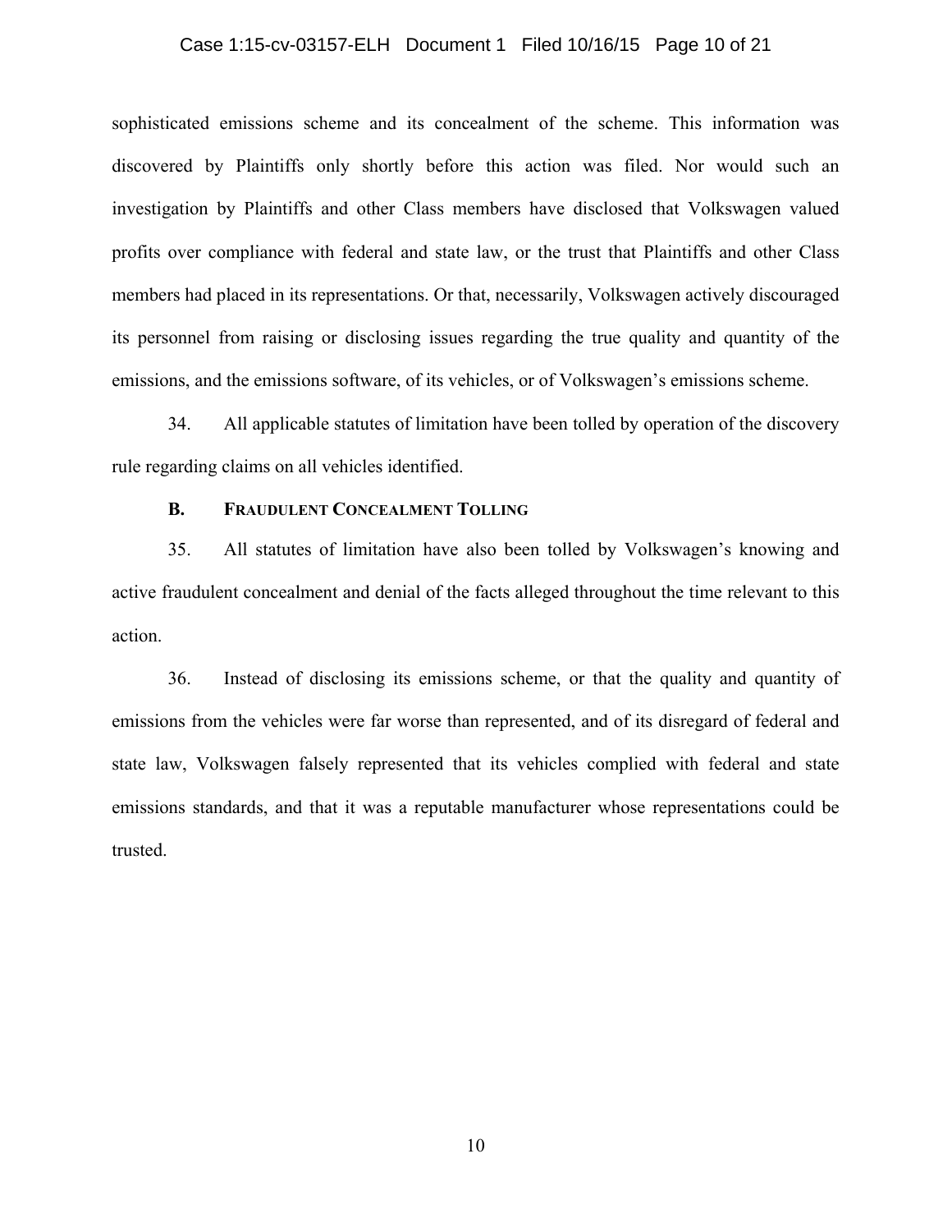sophisticated emissions scheme and its concealment of the scheme. This information was discovered by Plaintiffs only shortly before this action was filed. Nor would such an investigation by Plaintiffs and other Class members have disclosed that Volkswagen valued profits over compliance with federal and state law, or the trust that Plaintiffs and other Class members had placed in its representations. Or that, necessarily, Volkswagen actively discouraged its personnel from raising or disclosing issues regarding the true quality and quantity of the emissions, and the emissions software, of its vehicles, or of Volkswagen's emissions scheme.

34. All applicable statutes of limitation have been tolled by operation of the discovery rule regarding claims on all vehicles identified.

### B. FRAUDULENT CONCEALMENT TOLLING

35. All statutes of limitation have also been tolled by Volkswagen's knowing and active fraudulent concealment and denial of the facts alleged throughout the time relevant to this action.

36. Instead of disclosing its emissions scheme, or that the quality and quantity of emissions from the vehicles were far worse than represented, and of its disregard of federal and state law, Volkswagen falsely represented that its vehicles complied with federal and state emissions standards, and that it was a reputable manufacturer whose representations could be trusted.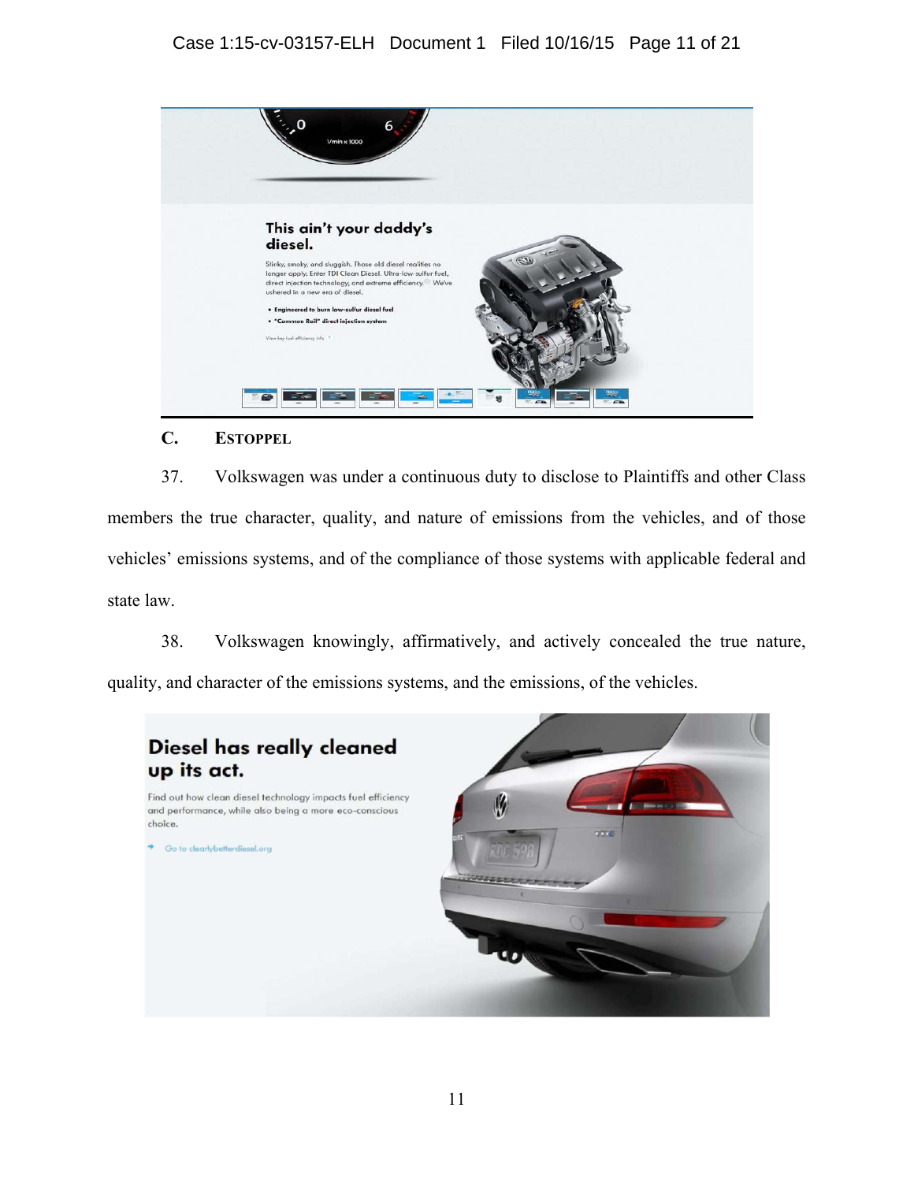## C. ESTOPPEL

37. Volkswagen was under a continuous duty to disclose to Plaintiffs and other Class members the true character, quality, and nature of emissions from the vehicles, and of those vehicles' emissions systems, and of the compliance of those systems with applicable federal and state law.

38. Volkswagen knowingly, affirmatively, and actively concealed the true nature, quality, and character of the emissions systems, and the emissions, of the vehicles.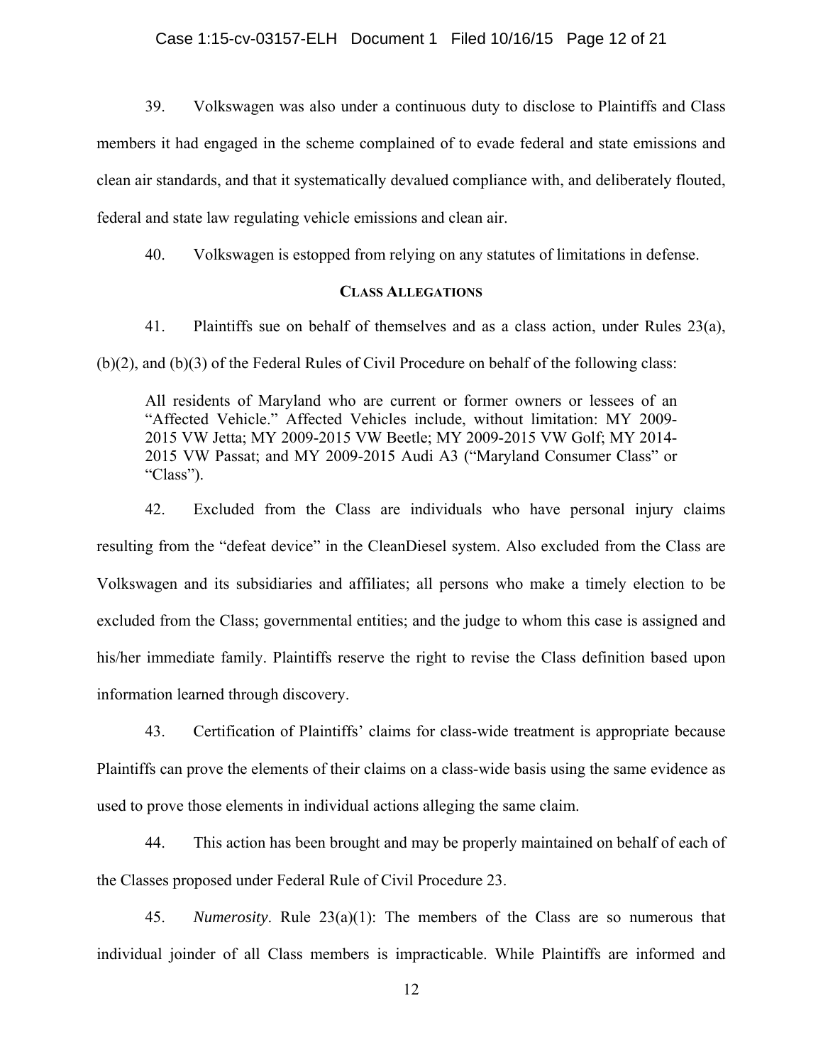39. Volkswagen was also under a continuous duty to disclose to Plaintiffs and Class members it had engaged in the scheme complained of to evade federal and state emissions and clean air standards, and that it systematically devalued compliance with, and deliberately flouted, federal and state law regulating vehicle emissions and clean air.

40. Volkswagen is estopped from relying on any statutes of limitations in defense.

## CLASS ALLEGATIONS

41. Plaintiffs sue on behalf of themselves and as a class action, under Rules 23(a), (b)(2), and (b)(3) of the Federal Rules of Civil Procedure on behalf of the following class:

> All residents of Maryland who are current or former owners or lessees of an "Affected Vehicle." Affected Vehicles include, without limitation: MY 2009-2015 VW Jetta; MY 2009-2015 VW Beetle; MY 2009-2015 VW Golf; MY 2014-2015 VW Passat; and MY 2009-2015 Audi A3 ("Maryland Consumer Class" or "Class").

42. Excluded from the Class are individuals who have personal injury claims resulting from the "defeat device" in the CleanDiesel system. Also excluded from the Class are Volkswagen and its subsidiaries and affiliates; all persons who make a timely election to be excluded from the Class; governmental entities; and the judge to whom this case is assigned and his/her immediate family. Plaintiffs reserve the right to revise the Class definition based upon information learned through discovery.

43. Certification of Plaintiffs' claims for class-wide treatment is appropriate because Plaintiffs can prove the elements of their claims on a class-wide basis using the same evidence as used to prove those elements in individual actions alleging the same claim.

44. This action has been brought and may be properly maintained on behalf of each of the Classes proposed under Federal Rule of Civil Procedure 23.

45. *Numerosity*. Rule 23(a)(1): The members of the Class are so numerous that individual joinder of all Class members is impracticable. While Plaintiffs are informed and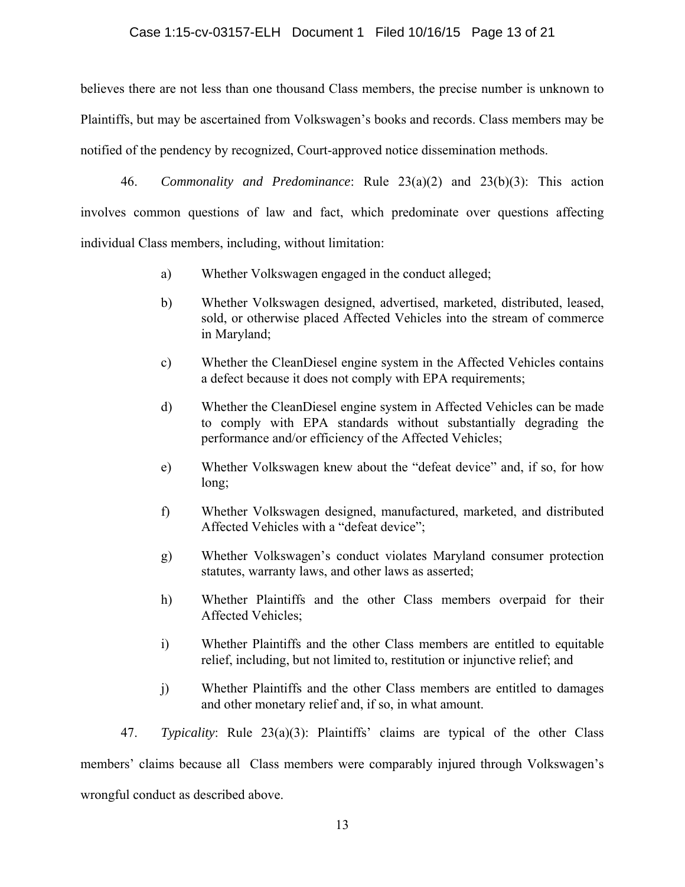believes there are not less than one thousand Class members, the precise number is unknown to Plaintiffs, but may be ascertained from Volkswagen's books and records. Class members may be notified of the pendency by recognized, Court-approved notice dissemination methods.

46. *Commonality and Predominance*: Rule 23(a)(2) and 23(b)(3): This action involves common questions of law and fact, which predominate over questions affecting individual Class members, including, without limitation:

a) Whether Volkswagen engaged in the conduct alleged;

b) Whether Volkswagen designed, advertised, marketed, distributed, leased, sold, or otherwise placed Affected Vehicles into the stream of commerce in Maryland;

c) Whether the CleanDiesel engine system in the Affected Vehicles contains a defect because it does not comply with EPA requirements;

d) Whether the CleanDiesel engine system in Affected Vehicles can be made to comply with EPA standards without substantially degrading the performance and/or efficiency of the Affected Vehicles;

e) Whether Volkswagen knew about the "defeat device" and, if so, for how long;

f) Whether Volkswagen designed, manufactured, marketed, and distributed Affected Vehicles with a "defeat device";

g) Whether Volkswagen's conduct violates Maryland consumer protection statutes, warranty laws, and other laws as asserted;

h) Whether Plaintiffs and the other Class members overpaid for their Affected Vehicles;

i) Whether Plaintiffs and the other Class members are entitled to equitable relief, including, but not limited to, restitution or injunctive relief; and

j) Whether Plaintiffs and the other Class members are entitled to damages and other monetary relief and, if so, in what amount.

47. *Typicality*: Rule 23(a)(3): Plaintiffs' claims are typical of the other Class members' claims because all Class members were comparably injured through Volkswagen's wrongful conduct as described above.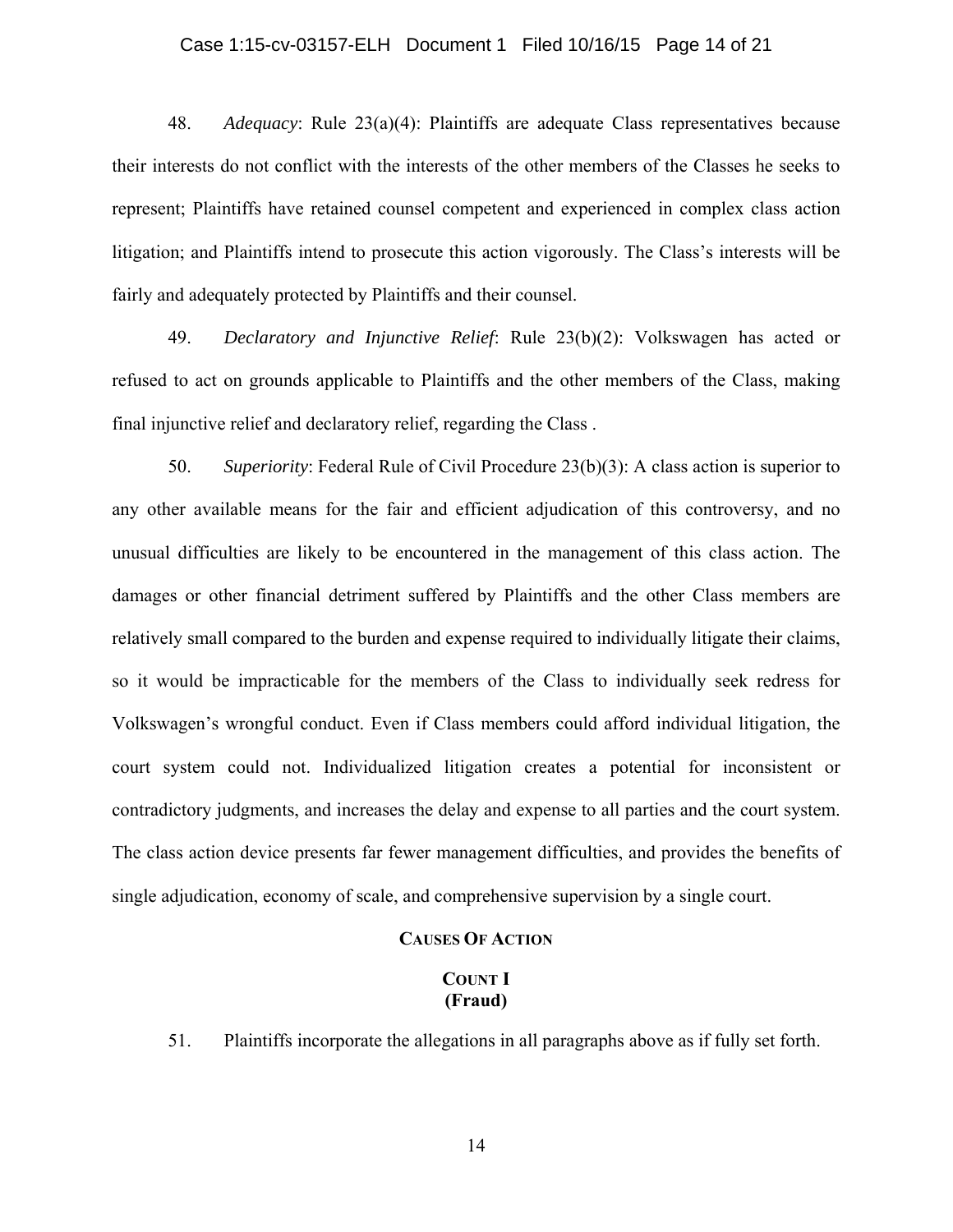48. *Adequacy*: Rule 23(a)(4): Plaintiffs are adequate Class representatives because their interests do not conflict with the interests of the other members of the Classes he seeks to represent; Plaintiffs have retained counsel competent and experienced in complex class action litigation; and Plaintiffs intend to prosecute this action vigorously. The Class's interests will be fairly and adequately protected by Plaintiffs and their counsel.

49. *Declaratory and Injunctive Relief*: Rule 23(b)(2): Volkswagen has acted or refused to act on grounds applicable to Plaintiffs and the other members of the Class, making final injunctive relief and declaratory relief, regarding the Class .

50. *Superiority*: Federal Rule of Civil Procedure 23(b)(3): A class action is superior to any other available means for the fair and efficient adjudication of this controversy, and no unusual difficulties are likely to be encountered in the management of this class action. The damages or other financial detriment suffered by Plaintiffs and the other Class members are relatively small compared to the burden and expense required to individually litigate their claims, so it would be impracticable for the members of the Class to individually seek redress for Volkswagen's wrongful conduct. Even if Class members could afford individual litigation, the court system could not. Individualized litigation creates a potential for inconsistent or contradictory judgments, and increases the delay and expense to all parties and the court system. The class action device presents far fewer management difficulties, and provides the benefits of single adjudication, economy of scale, and comprehensive supervision by a single court.

## CAUSES OF ACTION

### COUNT I
### (Fraud)

51. Plaintiffs incorporate the allegations in all paragraphs above as if fully set forth.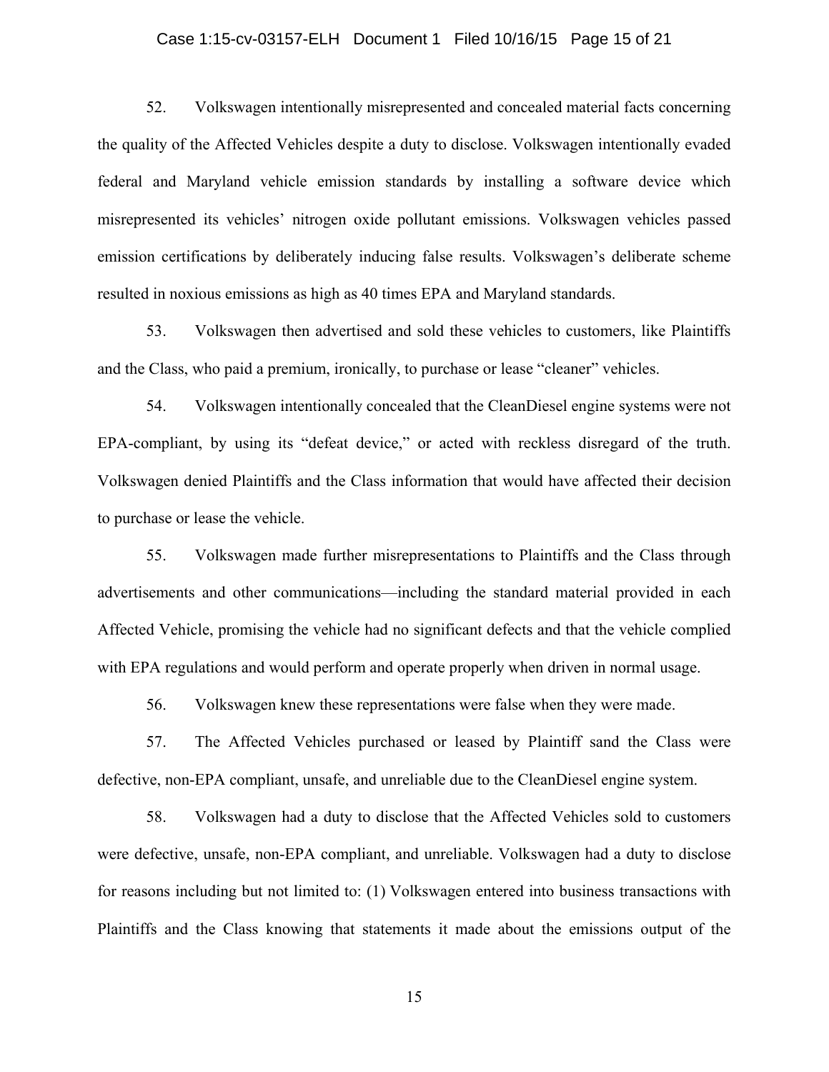52. Volkswagen intentionally misrepresented and concealed material facts concerning the quality of the Affected Vehicles despite a duty to disclose. Volkswagen intentionally evaded federal and Maryland vehicle emission standards by installing a software device which misrepresented its vehicles' nitrogen oxide pollutant emissions. Volkswagen vehicles passed emission certifications by deliberately inducing false results. Volkswagen's deliberate scheme resulted in noxious emissions as high as 40 times EPA and Maryland standards.

53. Volkswagen then advertised and sold these vehicles to customers, like Plaintiffs and the Class, who paid a premium, ironically, to purchase or lease "cleaner" vehicles.

54. Volkswagen intentionally concealed that the CleanDiesel engine systems were not EPA-compliant, by using its "defeat device," or acted with reckless disregard of the truth. Volkswagen denied Plaintiffs and the Class information that would have affected their decision to purchase or lease the vehicle.

55. Volkswagen made further misrepresentations to Plaintiffs and the Class through advertisements and other communications—including the standard material provided in each Affected Vehicle, promising the vehicle had no significant defects and that the vehicle complied with EPA regulations and would perform and operate properly when driven in normal usage.

56. Volkswagen knew these representations were false when they were made.

57. The Affected Vehicles purchased or leased by Plaintiff sand the Class were defective, non-EPA compliant, unsafe, and unreliable due to the CleanDiesel engine system.

58. Volkswagen had a duty to disclose that the Affected Vehicles sold to customers were defective, unsafe, non-EPA compliant, and unreliable. Volkswagen had a duty to disclose for reasons including but not limited to: (1) Volkswagen entered into business transactions with Plaintiffs and the Class knowing that statements it made about the emissions output of the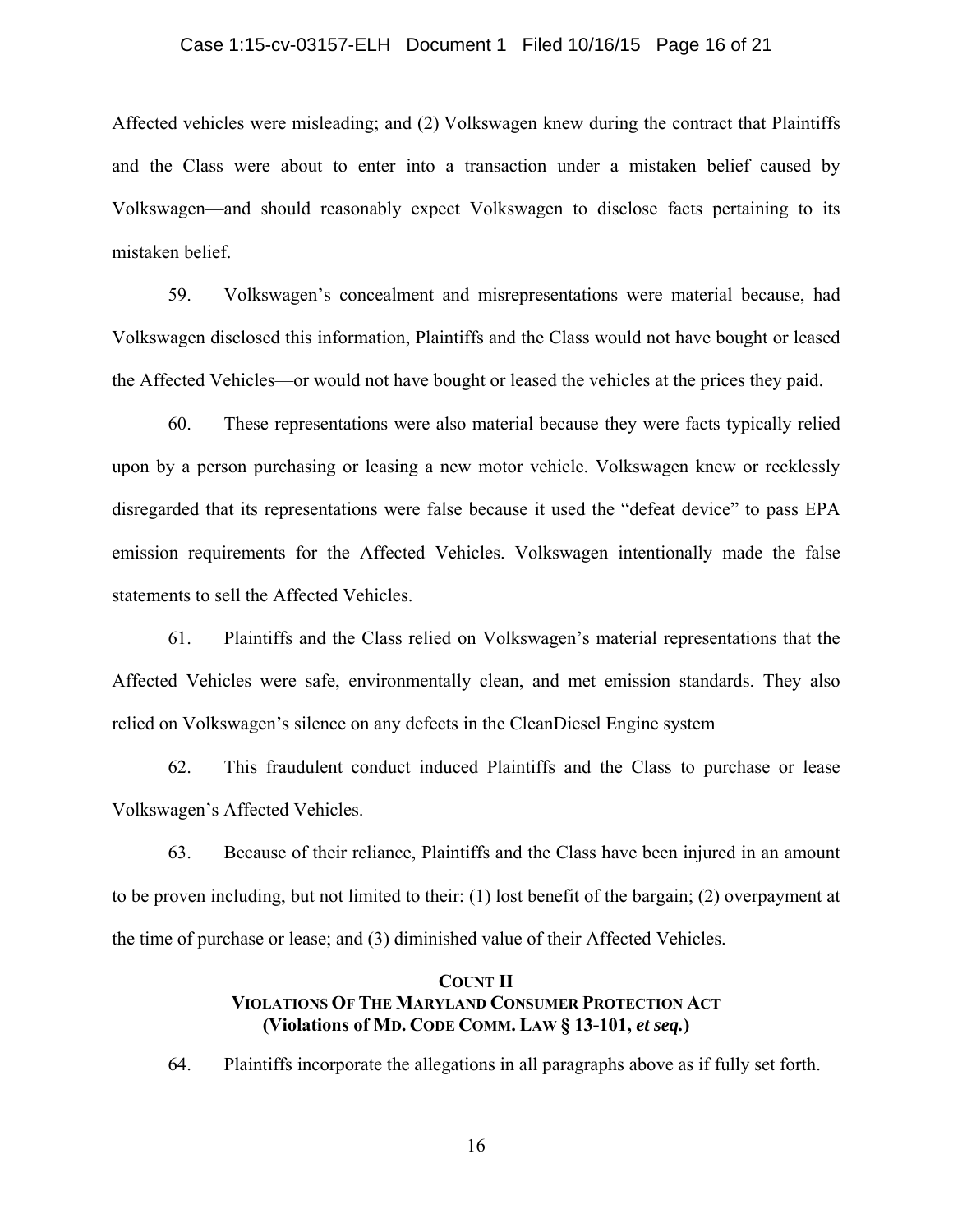Affected vehicles were misleading; and (2) Volkswagen knew during the contract that Plaintiffs and the Class were about to enter into a transaction under a mistaken belief caused by Volkswagen—and should reasonably expect Volkswagen to disclose facts pertaining to its mistaken belief.

59. Volkswagen's concealment and misrepresentations were material because, had Volkswagen disclosed this information, Plaintiffs and the Class would not have bought or leased the Affected Vehicles—or would not have bought or leased the vehicles at the prices they paid.

60. These representations were also material because they were facts typically relied upon by a person purchasing or leasing a new motor vehicle. Volkswagen knew or recklessly disregarded that its representations were false because it used the "defeat device" to pass EPA emission requirements for the Affected Vehicles. Volkswagen intentionally made the false statements to sell the Affected Vehicles.

61. Plaintiffs and the Class relied on Volkswagen's material representations that the Affected Vehicles were safe, environmentally clean, and met emission standards. They also relied on Volkswagen's silence on any defects in the CleanDiesel Engine system

62. This fraudulent conduct induced Plaintiffs and the Class to purchase or lease Volkswagen's Affected Vehicles.

63. Because of their reliance, Plaintiffs and the Class have been injured in an amount to be proven including, but not limited to their: (1) lost benefit of the bargain; (2) overpayment at the time of purchase or lease; and (3) diminished value of their Affected Vehicles.

## COUNT II
## VIOLATIONS OF THE MARYLAND CONSUMER PROTECTION ACT
## (Violations of MD. CODE COMM. LAW § 13-101, *et seq.*)

64. Plaintiffs incorporate the allegations in all paragraphs above as if fully set forth.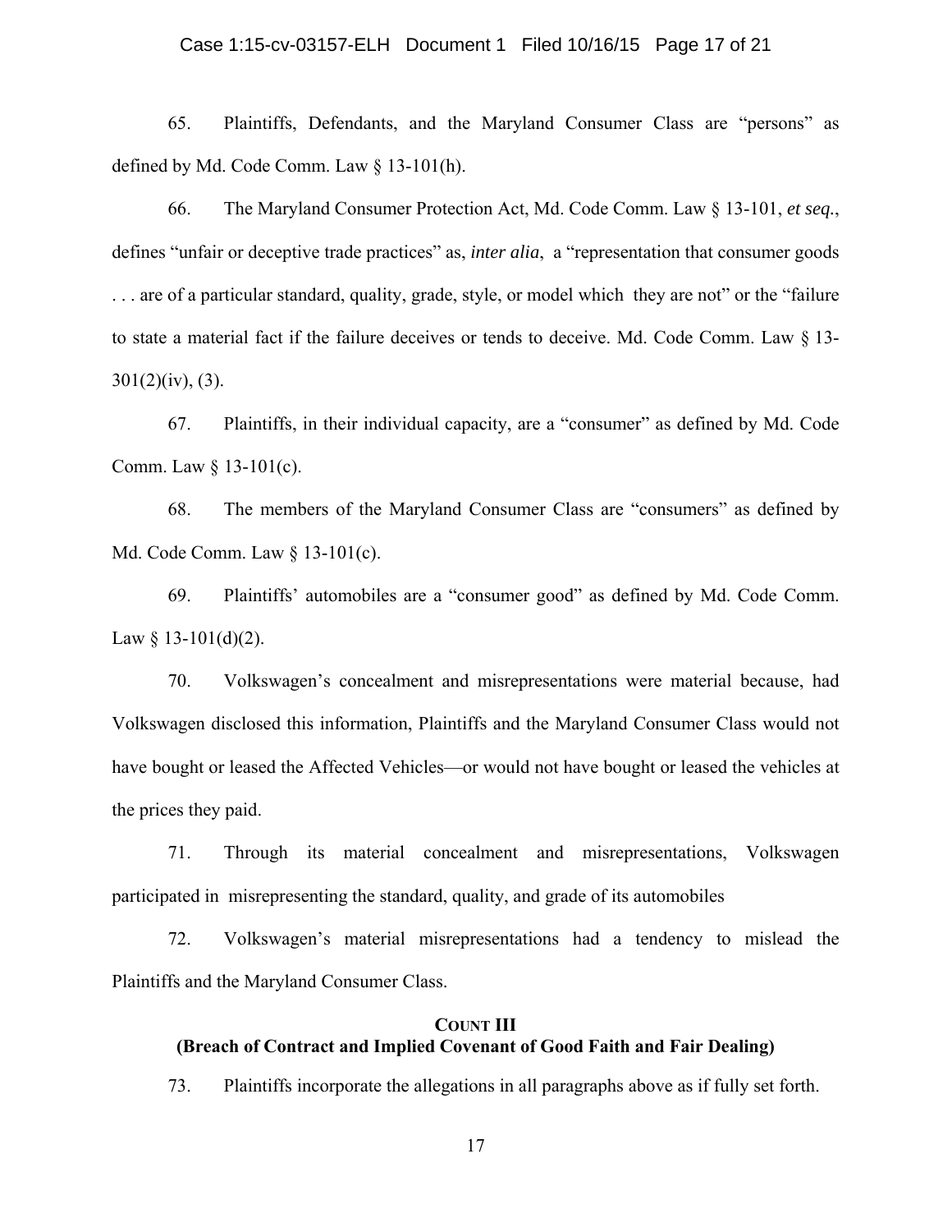65. Plaintiffs, Defendants, and the Maryland Consumer Class are "persons" as defined by Md. Code Comm. Law § 13-101(h).

66. The Maryland Consumer Protection Act, Md. Code Comm. Law § 13-101, *et seq.*, defines "unfair or deceptive trade practices" as, *inter alia*, a "representation that consumer goods . . . are of a particular standard, quality, grade, style, or model which they are not" or the "failure to state a material fact if the failure deceives or tends to deceive. Md. Code Comm. Law § 13-301(2)(iv), (3).

67. Plaintiffs, in their individual capacity, are a "consumer" as defined by Md. Code Comm. Law § 13-101(c).

68. The members of the Maryland Consumer Class are "consumers" as defined by Md. Code Comm. Law § 13-101(c).

69. Plaintiffs' automobiles are a "consumer good" as defined by Md. Code Comm. Law § 13-101(d)(2).

70. Volkswagen's concealment and misrepresentations were material because, had Volkswagen disclosed this information, Plaintiffs and the Maryland Consumer Class would not have bought or leased the Affected Vehicles—or would not have bought or leased the vehicles at the prices they paid.

71. Through its material concealment and misrepresentations, Volkswagen participated in misrepresenting the standard, quality, and grade of its automobiles

72. Volkswagen's material misrepresentations had a tendency to mislead the Plaintiffs and the Maryland Consumer Class.

## COUNT III
## (Breach of Contract and Implied Covenant of Good Faith and Fair Dealing)

73. Plaintiffs incorporate the allegations in all paragraphs above as if fully set forth.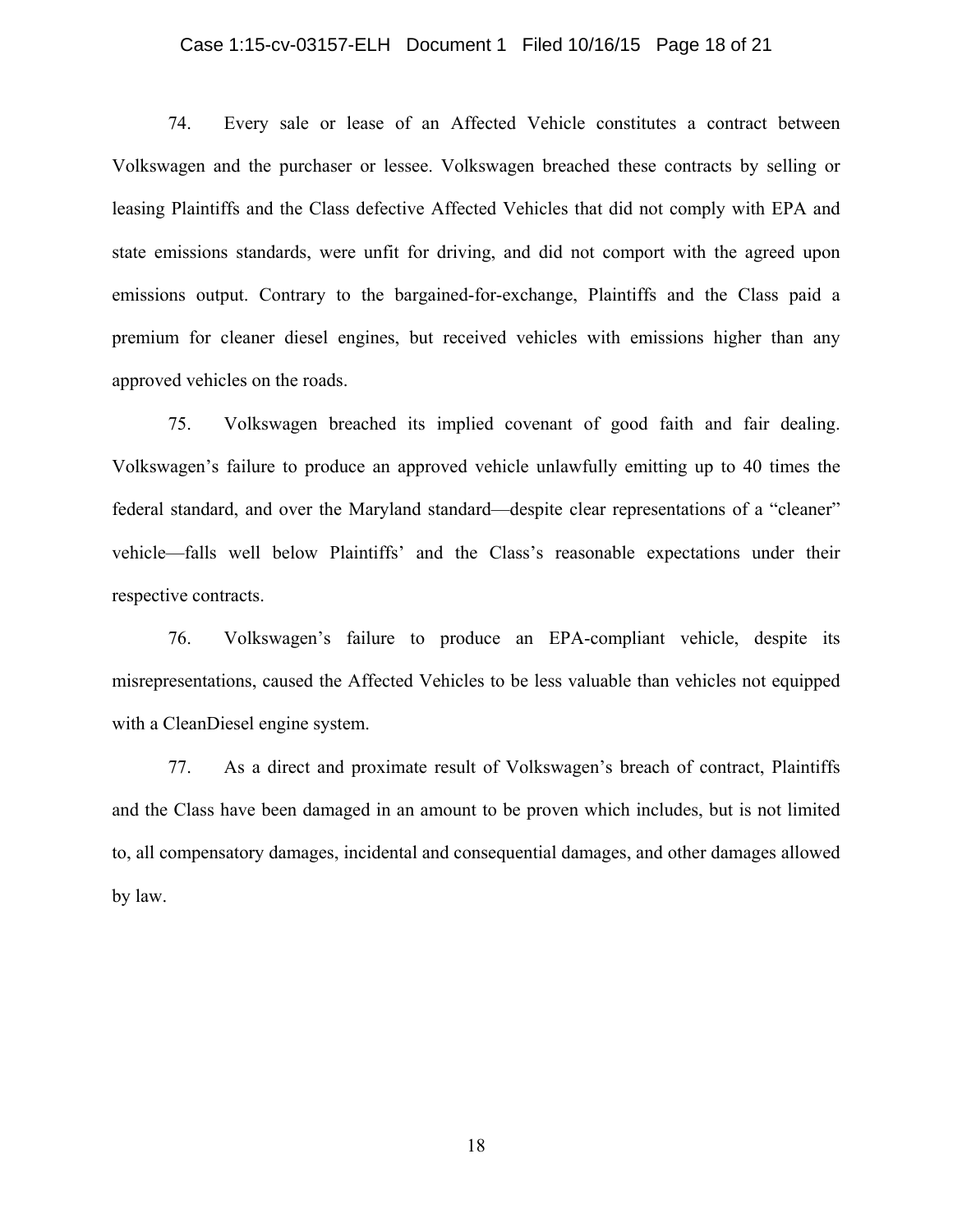74. Every sale or lease of an Affected Vehicle constitutes a contract between Volkswagen and the purchaser or lessee. Volkswagen breached these contracts by selling or leasing Plaintiffs and the Class defective Affected Vehicles that did not comply with EPA and state emissions standards, were unfit for driving, and did not comport with the agreed upon emissions output. Contrary to the bargained-for-exchange, Plaintiffs and the Class paid a premium for cleaner diesel engines, but received vehicles with emissions higher than any approved vehicles on the roads.

75. Volkswagen breached its implied covenant of good faith and fair dealing. Volkswagen's failure to produce an approved vehicle unlawfully emitting up to 40 times the federal standard, and over the Maryland standard—despite clear representations of a "cleaner" vehicle—falls well below Plaintiffs' and the Class's reasonable expectations under their respective contracts.

76. Volkswagen's failure to produce an EPA-compliant vehicle, despite its misrepresentations, caused the Affected Vehicles to be less valuable than vehicles not equipped with a CleanDiesel engine system.

77. As a direct and proximate result of Volkswagen's breach of contract, Plaintiffs and the Class have been damaged in an amount to be proven which includes, but is not limited to, all compensatory damages, incidental and consequential damages, and other damages allowed by law.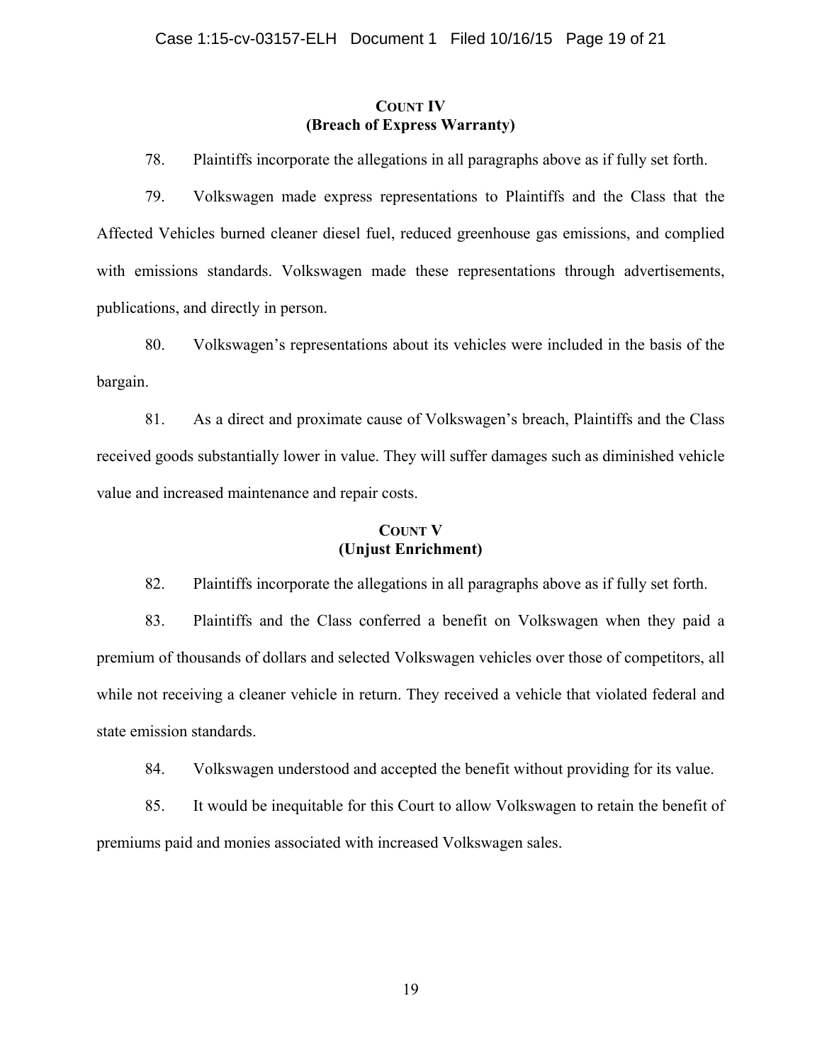## COUNT IV
## (Breach of Express Warranty)

78. Plaintiffs incorporate the allegations in all paragraphs above as if fully set forth.

79. Volkswagen made express representations to Plaintiffs and the Class that the Affected Vehicles burned cleaner diesel fuel, reduced greenhouse gas emissions, and complied with emissions standards. Volkswagen made these representations through advertisements, publications, and directly in person.

80. Volkswagen's representations about its vehicles were included in the basis of the bargain.

81. As a direct and proximate cause of Volkswagen's breach, Plaintiffs and the Class received goods substantially lower in value. They will suffer damages such as diminished vehicle value and increased maintenance and repair costs.

## COUNT V
## (Unjust Enrichment)

82. Plaintiffs incorporate the allegations in all paragraphs above as if fully set forth.

83. Plaintiffs and the Class conferred a benefit on Volkswagen when they paid a premium of thousands of dollars and selected Volkswagen vehicles over those of competitors, all while not receiving a cleaner vehicle in return. They received a vehicle that violated federal and state emission standards.

84. Volkswagen understood and accepted the benefit without providing for its value.

85. It would be inequitable for this Court to allow Volkswagen to retain the benefit of premiums paid and monies associated with increased Volkswagen sales.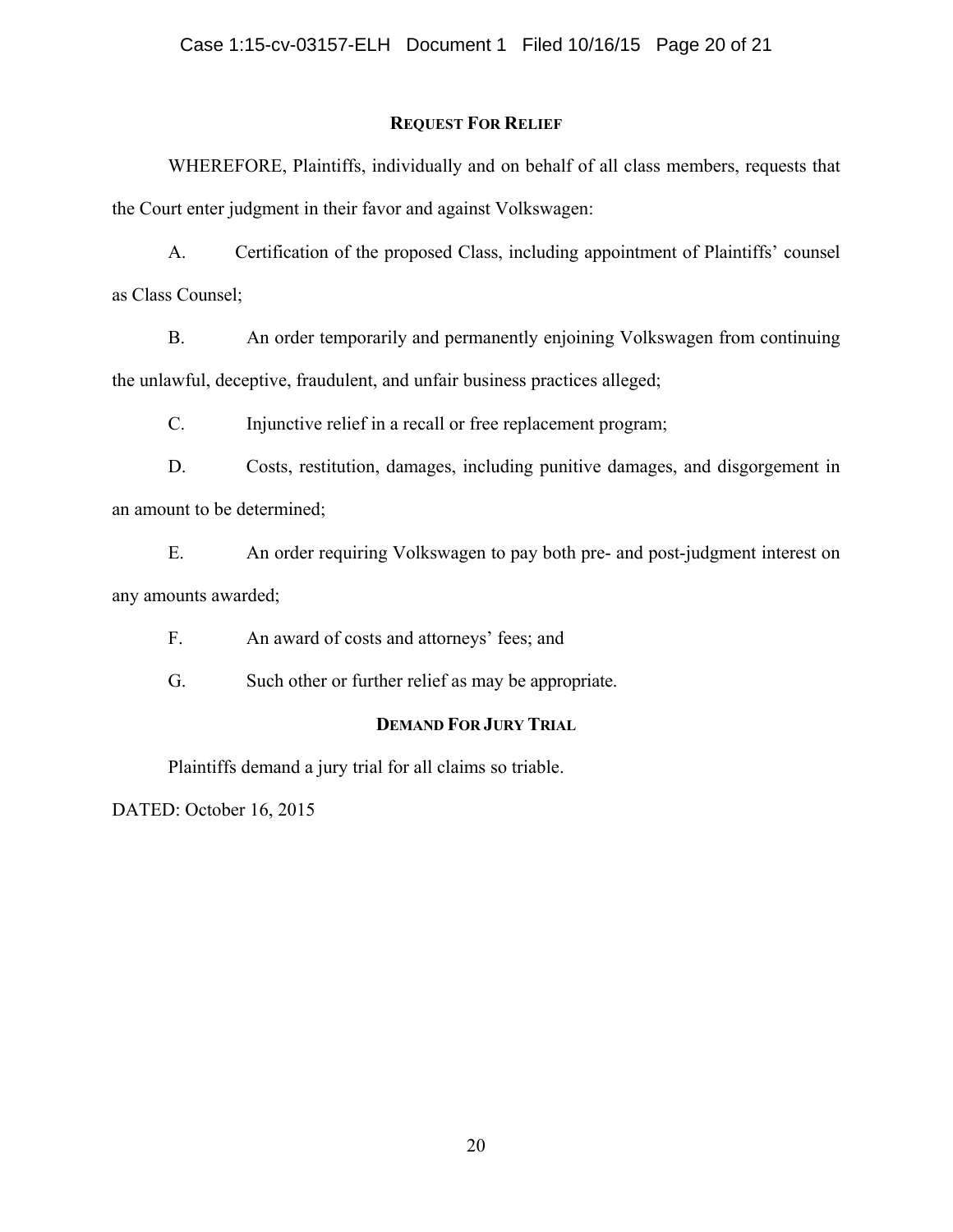## REQUEST FOR RELIEF

WHEREFORE, Plaintiffs, individually and on behalf of all class members, requests that the Court enter judgment in their favor and against Volkswagen:

A. Certification of the proposed Class, including appointment of Plaintiffs' counsel as Class Counsel;

B. An order temporarily and permanently enjoining Volkswagen from continuing the unlawful, deceptive, fraudulent, and unfair business practices alleged;

C. Injunctive relief in a recall or free replacement program;

D. Costs, restitution, damages, including punitive damages, and disgorgement in an amount to be determined;

E. An order requiring Volkswagen to pay both pre- and post-judgment interest on any amounts awarded;

F. An award of costs and attorneys' fees; and

G. Such other or further relief as may be appropriate.

## DEMAND FOR JURY TRIAL

Plaintiffs demand a jury trial for all claims so triable.

DATED: October 16, 2015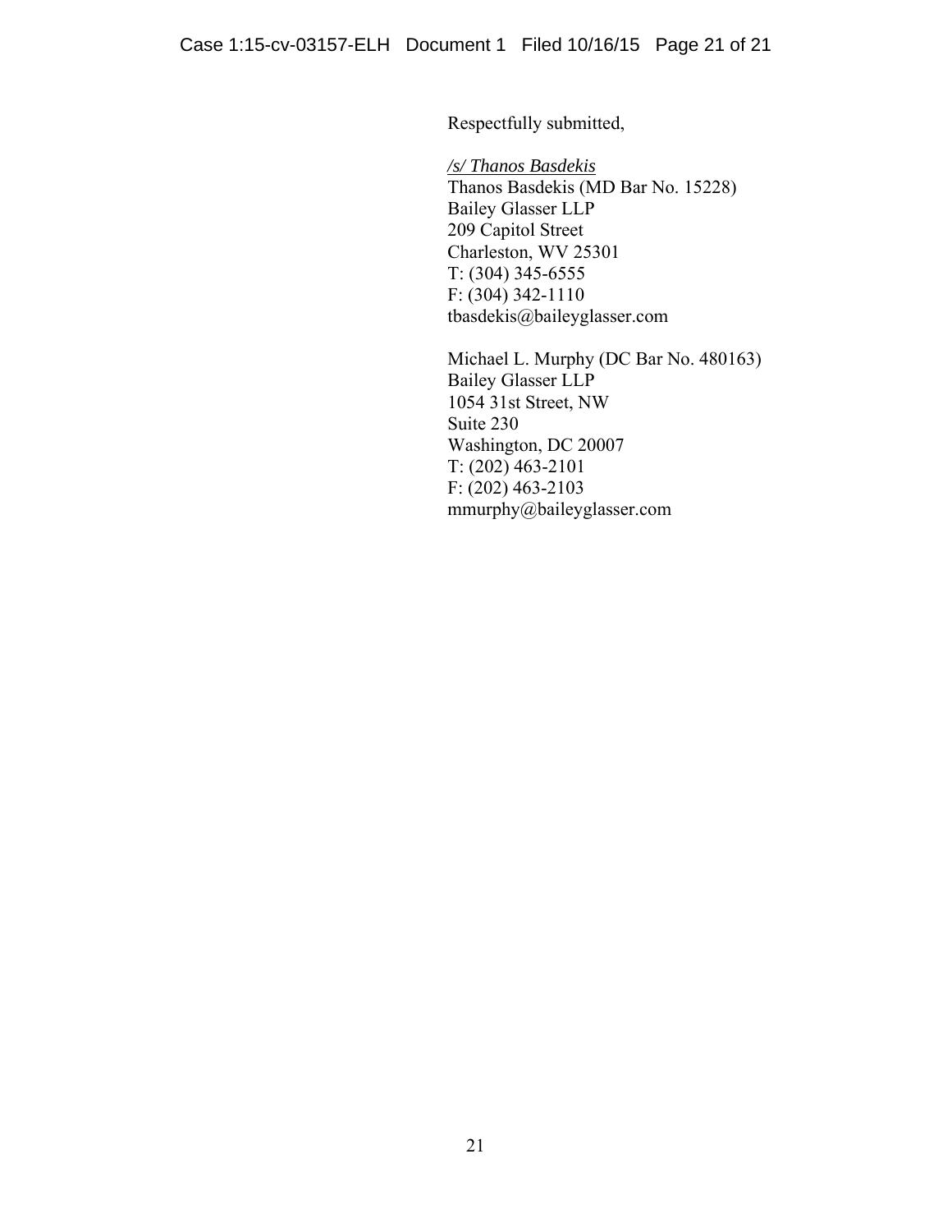Respectfully submitted,

*/s/ Thanos Basdekis*
Thanos Basdekis (MD Bar No. 15228)
Bailey Glasser LLP
209 Capitol Street
Charleston, WV 25301
T: (304) 345-6555
F: (304) 342-1110
tbasdekis@baileyglasser.com

Michael L. Murphy (DC Bar No. 480163)
Bailey Glasser LLP
1054 31st Street, NW
Suite 230
Washington, DC 20007
T: (202) 463-2101
F: (202) 463-2103
mmurphy@baileyglasser.com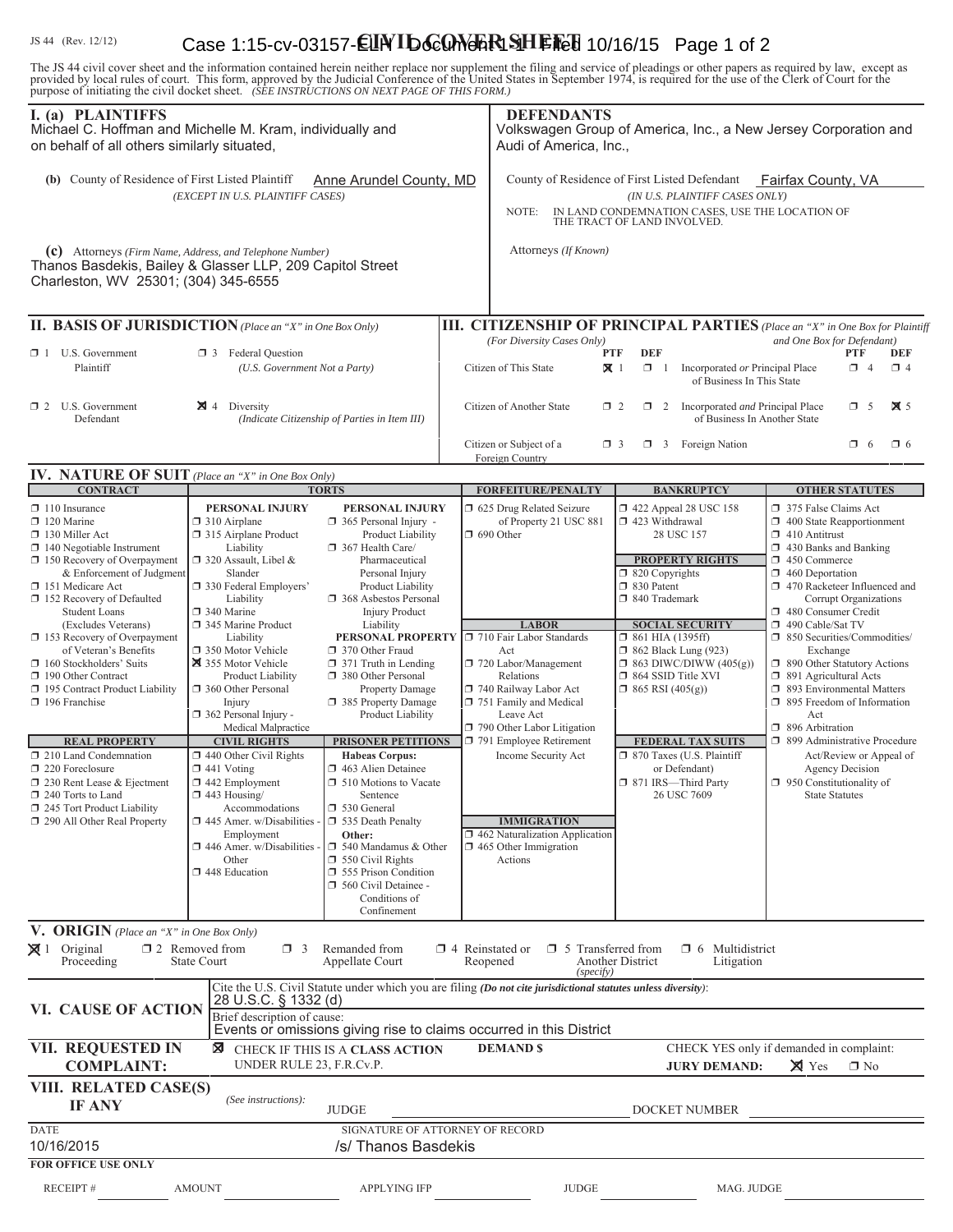JS 44 (Rev. 12/12)

# CIVIL COVER SHEET

The JS 44 civil cover sheet and the information contained herein neither replace nor supplement the filing and service of pleadings or other papers as required by law, except as provided by local rules of court. This form, approved by the Judicial Conference of the United States in September 1974, is required for the use of the Clerk of Court for the purpose of initiating the civil docket sheet. *(SEE INSTRUCTIONS ON NEXT PAGE OF THIS FORM.)*

## I. (a) PLAINTIFFS

Michael C. Hoffman and Michelle M. Kram, individually and on behalf of all others similarly situated,

**(b)** County of Residence of First Listed Plaintiff: Anne Arundel County, MD
*(EXCEPT IN U.S. PLAINTIFF CASES)*

**(c)** Attorneys *(Firm Name, Address, and Telephone Number)*
Thanos Basdekis, Bailey & Glasser LLP, 209 Capitol Street Charleston, WV 25301; (304) 345-6555

## DEFENDANTS

Volkswagen Group of America, Inc., a New Jersey Corporation and Audi of America, Inc.,

County of Residence of First Listed Defendant: Fairfax County, VA
*(IN U.S. PLAINTIFF CASES ONLY)*

NOTE: IN LAND CONDEMNATION CASES, USE THE LOCATION OF THE TRACT OF LAND INVOLVED.

Attorneys *(If Known)*

## II. BASIS OF JURISDICTION *(Place an "X" in One Box Only)*

- ☐ 1 U.S. Government Plaintiff
- ☐ 3 Federal Question *(U.S. Government Not a Party)*
- ☐ 2 U.S. Government Defendant
- ☒ 4 Diversity *(Indicate Citizenship of Parties in Item III)*

## III. CITIZENSHIP OF PRINCIPAL PARTIES *(Place an "X" in One Box for Plaintiff and One Box for Defendant)* *(For Diversity Cases Only)*

| | PTF | DEF | | PTF | DEF |
|---|---|---|---|---|---|
| Citizen of This State | ☒ 1 | ☐ 1 | Incorporated *or* Principal Place of Business In This State | ☐ 4 | ☐ 4 |
| Citizen of Another State | ☐ 2 | ☐ 2 | Incorporated *and* Principal Place of Business In Another State | ☐ 5 | ☒ 5 |
| Citizen or Subject of a Foreign Country | ☐ 3 | ☐ 3 | Foreign Nation | ☐ 6 | ☐ 6 |

## IV. NATURE OF SUIT *(Place an "X" in One Box Only)*

**CONTRACT**
- ☐ 110 Insurance
- ☐ 120 Marine
- ☐ 130 Miller Act
- ☐ 140 Negotiable Instrument
- ☐ 150 Recovery of Overpayment & Enforcement of Judgment
- ☐ 151 Medicare Act
- ☐ 152 Recovery of Defaulted Student Loans (Excludes Veterans)
- ☐ 153 Recovery of Overpayment of Veteran's Benefits
- ☐ 160 Stockholders' Suits
- ☐ 190 Other Contract
- ☐ 195 Contract Product Liability
- ☐ 196 Franchise

**REAL PROPERTY**
- ☐ 210 Land Condemnation
- ☐ 220 Foreclosure
- ☐ 230 Rent Lease & Ejectment
- ☐ 240 Torts to Land
- ☐ 245 Tort Product Liability
- ☐ 290 All Other Real Property

**TORTS — PERSONAL INJURY**
- ☐ 310 Airplane
- ☐ 315 Airplane Product Liability
- ☐ 320 Assault, Libel & Slander
- ☐ 330 Federal Employers' Liability
- ☐ 340 Marine
- ☐ 345 Marine Product Liability
- ☐ 350 Motor Vehicle
- ☒ 355 Motor Vehicle Product Liability
- ☐ 360 Other Personal Injury
- ☐ 362 Personal Injury - Medical Malpractice

**TORTS — PERSONAL INJURY**
- ☐ 365 Personal Injury - Product Liability
- ☐ 367 Health Care/ Pharmaceutical Personal Injury Product Liability
- ☐ 368 Asbestos Personal Injury Product Liability

**PERSONAL PROPERTY**
- ☐ 370 Other Fraud
- ☐ 371 Truth in Lending
- ☐ 380 Other Personal Property Damage
- ☐ 385 Property Damage Product Liability

**CIVIL RIGHTS**
- ☐ 440 Other Civil Rights
- ☐ 441 Voting
- ☐ 442 Employment
- ☐ 443 Housing/ Accommodations
- ☐ 445 Amer. w/Disabilities - Employment
- ☐ 446 Amer. w/Disabilities - Other
- ☐ 448 Education

**PRISONER PETITIONS**
Habeas Corpus:
- ☐ 463 Alien Detainee
- ☐ 510 Motions to Vacate Sentence
- ☐ 530 General
- ☐ 535 Death Penalty

Other:
- ☐ 540 Mandamus & Other
- ☐ 550 Civil Rights
- ☐ 555 Prison Condition
- ☐ 560 Civil Detainee - Conditions of Confinement

**FORFEITURE/PENALTY**
- ☐ 625 Drug Related Seizure of Property 21 USC 881
- ☐ 690 Other

**LABOR**
- ☐ 710 Fair Labor Standards Act
- ☐ 720 Labor/Management Relations
- ☐ 740 Railway Labor Act
- ☐ 751 Family and Medical Leave Act
- ☐ 790 Other Labor Litigation
- ☐ 791 Employee Retirement Income Security Act

**IMMIGRATION**
- ☐ 462 Naturalization Application
- ☐ 465 Other Immigration Actions

**BANKRUPTCY**
- ☐ 422 Appeal 28 USC 158
- ☐ 423 Withdrawal 28 USC 157

**PROPERTY RIGHTS**
- ☐ 820 Copyrights
- ☐ 830 Patent
- ☐ 840 Trademark

**SOCIAL SECURITY**
- ☐ 861 HIA (1395ff)
- ☐ 862 Black Lung (923)
- ☐ 863 DIWC/DIWW (405(g))
- ☐ 864 SSID Title XVI
- ☐ 865 RSI (405(g))

**FEDERAL TAX SUITS**
- ☐ 870 Taxes (U.S. Plaintiff or Defendant)
- ☐ 871 IRS—Third Party 26 USC 7609

**OTHER STATUTES**
- ☐ 375 False Claims Act
- ☐ 400 State Reapportionment
- ☐ 410 Antitrust
- ☐ 430 Banks and Banking
- ☐ 450 Commerce
- ☐ 460 Deportation
- ☐ 470 Racketeer Influenced and Corrupt Organizations
- ☐ 480 Consumer Credit
- ☐ 490 Cable/Sat TV
- ☐ 850 Securities/Commodities/ Exchange
- ☐ 890 Other Statutory Actions
- ☐ 891 Agricultural Acts
- ☐ 893 Environmental Matters
- ☐ 895 Freedom of Information Act
- ☐ 896 Arbitration
- ☐ 899 Administrative Procedure Act/Review or Appeal of Agency Decision
- ☐ 950 Constitutionality of State Statutes

## V. ORIGIN *(Place an "X" in One Box Only)*

- ☒ 1 Original Proceeding
- ☐ 2 Removed from State Court
- ☐ 3 Remanded from Appellate Court
- ☐ 4 Reinstated or Reopened
- ☐ 5 Transferred from Another District *(specify)*
- ☐ 6 Multidistrict Litigation

## VI. CAUSE OF ACTION

Cite the U.S. Civil Statute under which you are filing *(Do not cite jurisdictional statutes unless diversity)*:
28 U.S.C. § 1332 (d)

Brief description of cause:
Events or omissions giving rise to claims occurred in this District

## VII. REQUESTED IN COMPLAINT:

☒ CHECK IF THIS IS A **CLASS ACTION** UNDER RULE 23, F.R.Cv.P.

**DEMAND $**

CHECK YES only if demanded in complaint:
**JURY DEMAND:** ☒ Yes ☐ No

## VIII. RELATED CASE(S) IF ANY

*(See instructions):*
JUDGE
DOCKET NUMBER

DATE: 10/16/2015
SIGNATURE OF ATTORNEY OF RECORD: /s/ Thanos Basdekis

**FOR OFFICE USE ONLY**

RECEIPT # AMOUNT APPLYING IFP JUDGE MAG. JUDGE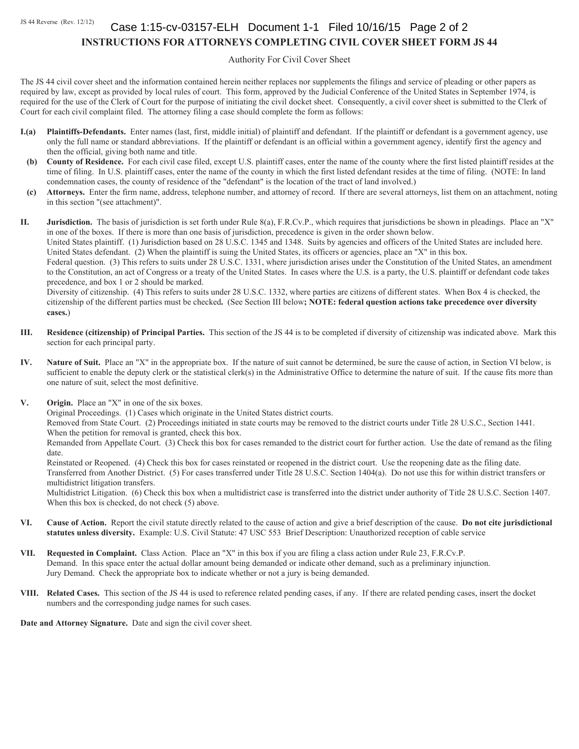# INSTRUCTIONS FOR ATTORNEYS COMPLETING CIVIL COVER SHEET FORM JS 44

Authority For Civil Cover Sheet

The JS 44 civil cover sheet and the information contained herein neither replaces nor supplements the filings and service of pleading or other papers as required by law, except as provided by local rules of court. This form, approved by the Judicial Conference of the United States in September 1974, is required for the use of the Clerk of Court for the purpose of initiating the civil docket sheet. Consequently, a civil cover sheet is submitted to the Clerk of Court for each civil complaint filed. The attorney filing a case should complete the form as follows:

**I.(a) Plaintiffs-Defendants.** Enter names (last, first, middle initial) of plaintiff and defendant. If the plaintiff or defendant is a government agency, use only the full name or standard abbreviations. If the plaintiff or defendant is an official within a government agency, identify first the agency and then the official, giving both name and title.

**(b) County of Residence.** For each civil case filed, except U.S. plaintiff cases, enter the name of the county where the first listed plaintiff resides at the time of filing. In U.S. plaintiff cases, enter the name of the county in which the first listed defendant resides at the time of filing. (NOTE: In land condemnation cases, the county of residence of the "defendant" is the location of the tract of land involved.)

**(c) Attorneys.** Enter the firm name, address, telephone number, and attorney of record. If there are several attorneys, list them on an attachment, noting in this section "(see attachment)".

**II. Jurisdiction.** The basis of jurisdiction is set forth under Rule 8(a), F.R.Cv.P., which requires that jurisdictions be shown in pleadings. Place an "X" in one of the boxes. If there is more than one basis of jurisdiction, precedence is given in the order shown below.
United States plaintiff. (1) Jurisdiction based on 28 U.S.C. 1345 and 1348. Suits by agencies and officers of the United States are included here.
United States defendant. (2) When the plaintiff is suing the United States, its officers or agencies, place an "X" in this box.
Federal question. (3) This refers to suits under 28 U.S.C. 1331, where jurisdiction arises under the Constitution of the United States, an amendment to the Constitution, an act of Congress or a treaty of the United States. In cases where the U.S. is a party, the U.S. plaintiff or defendant code takes precedence, and box 1 or 2 should be marked.
Diversity of citizenship. (4) This refers to suits under 28 U.S.C. 1332, where parties are citizens of different states. When Box 4 is checked, the citizenship of the different parties must be checked**.** (See Section III below**; NOTE: federal question actions take precedence over diversity cases.**)

**III. Residence (citizenship) of Principal Parties.** This section of the JS 44 is to be completed if diversity of citizenship was indicated above. Mark this section for each principal party.

**IV. Nature of Suit.** Place an "X" in the appropriate box. If the nature of suit cannot be determined, be sure the cause of action, in Section VI below, is sufficient to enable the deputy clerk or the statistical clerk(s) in the Administrative Office to determine the nature of suit. If the cause fits more than one nature of suit, select the most definitive.

**V. Origin.** Place an "X" in one of the six boxes.
Original Proceedings. (1) Cases which originate in the United States district courts.
Removed from State Court. (2) Proceedings initiated in state courts may be removed to the district courts under Title 28 U.S.C., Section 1441. When the petition for removal is granted, check this box.
Remanded from Appellate Court. (3) Check this box for cases remanded to the district court for further action. Use the date of remand as the filing date.
Reinstated or Reopened. (4) Check this box for cases reinstated or reopened in the district court. Use the reopening date as the filing date.
Transferred from Another District. (5) For cases transferred under Title 28 U.S.C. Section 1404(a). Do not use this for within district transfers or multidistrict litigation transfers.
Multidistrict Litigation. (6) Check this box when a multidistrict case is transferred into the district under authority of Title 28 U.S.C. Section 1407. When this box is checked, do not check (5) above.

**VI. Cause of Action.** Report the civil statute directly related to the cause of action and give a brief description of the cause. **Do not cite jurisdictional statutes unless diversity.** Example: U.S. Civil Statute: 47 USC 553 Brief Description: Unauthorized reception of cable service

**VII. Requested in Complaint.** Class Action. Place an "X" in this box if you are filing a class action under Rule 23, F.R.Cv.P.
Demand. In this space enter the actual dollar amount being demanded or indicate other demand, such as a preliminary injunction.
Jury Demand. Check the appropriate box to indicate whether or not a jury is being demanded.

**VIII. Related Cases.** This section of the JS 44 is used to reference related pending cases, if any. If there are related pending cases, insert the docket numbers and the corresponding judge names for such cases.

**Date and Attorney Signature.** Date and sign the civil cover sheet.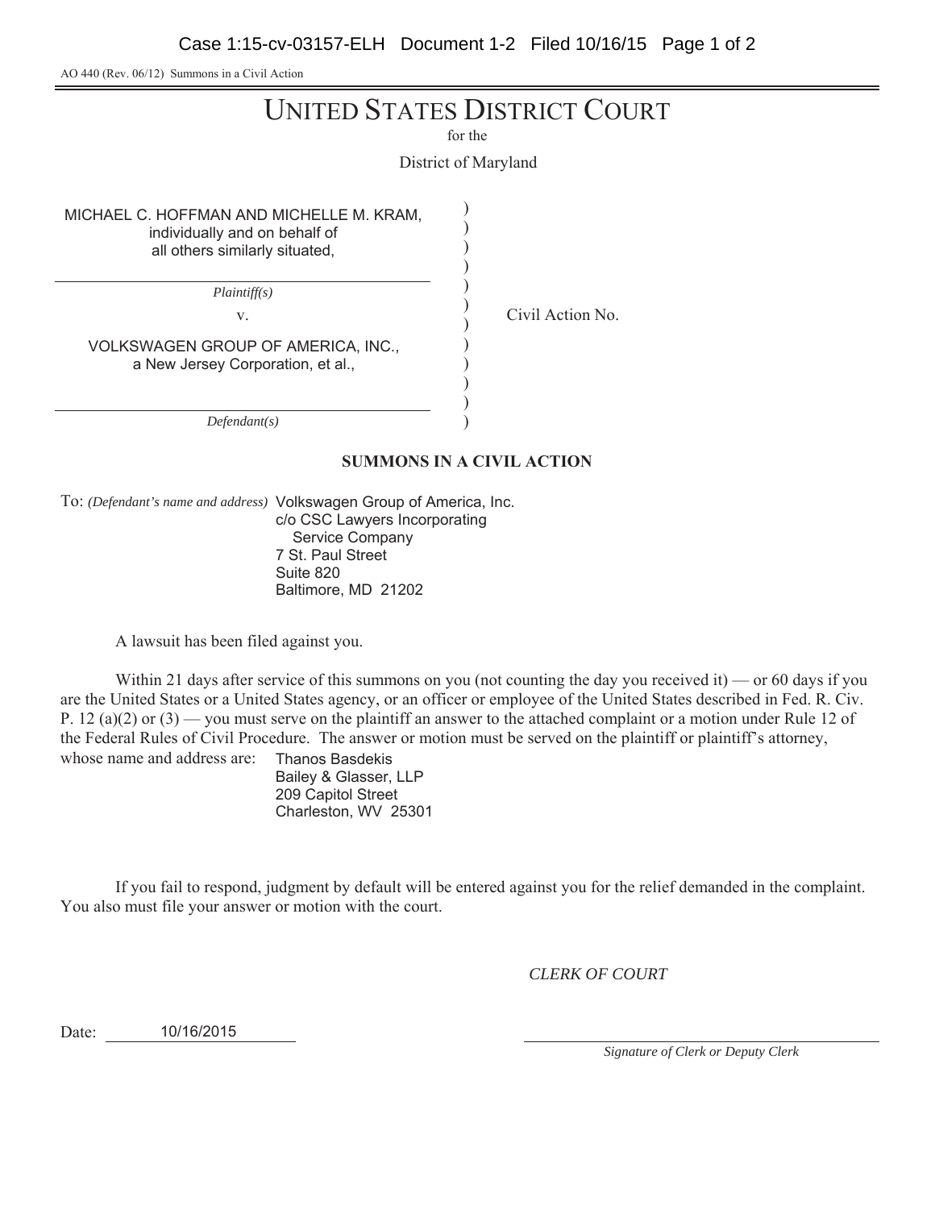AO 440 (Rev. 06/12) Summons in a Civil Action

# UNITED STATES DISTRICT COURT

for the

District of Maryland

MICHAEL C. HOFFMAN AND MICHELLE M. KRAM, individually and on behalf of all others similarly situated,

*Plaintiff(s)*

v.

VOLKSWAGEN GROUP OF AMERICA, INC., a New Jersey Corporation, et al.,

*Defendant(s)*

Civil Action No.

## SUMMONS IN A CIVIL ACTION

To: *(Defendant's name and address)* Volkswagen Group of America, Inc.
c/o CSC Lawyers Incorporating
Service Company
7 St. Paul Street
Suite 820
Baltimore, MD 21202

A lawsuit has been filed against you.

Within 21 days after service of this summons on you (not counting the day you received it) — or 60 days if you are the United States or a United States agency, or an officer or employee of the United States described in Fed. R. Civ. P. 12 (a)(2) or (3) — you must serve on the plaintiff an answer to the attached complaint or a motion under Rule 12 of the Federal Rules of Civil Procedure. The answer or motion must be served on the plaintiff or plaintiff's attorney, whose name and address are: Thanos Basdekis
Bailey & Glasser, LLP
209 Capitol Street
Charleston, WV 25301

If you fail to respond, judgment by default will be entered against you for the relief demanded in the complaint. You also must file your answer or motion with the court.

*CLERK OF COURT*

Date: 10/16/2015

*Signature of Clerk or Deputy Clerk*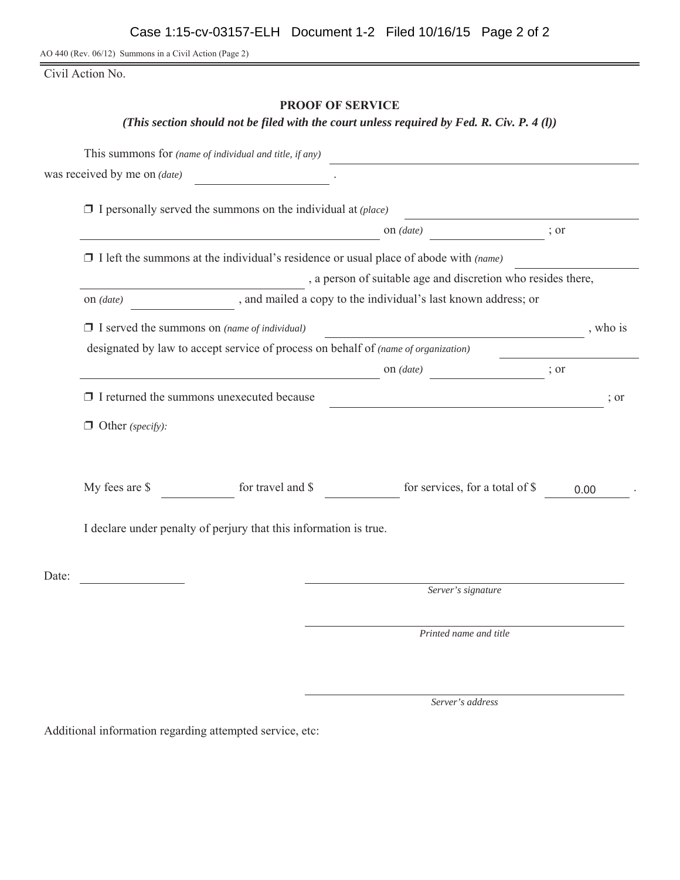AO 440 (Rev. 06/12) Summons in a Civil Action (Page 2)

Civil Action No.

## PROOF OF SERVICE

***(This section should not be filed with the court unless required by Fed. R. Civ. P. 4 (l))***

This summons for *(name of individual and title, if any)* ______________________________

was received by me on *(date)* ________________ .

❒ I personally served the summons on the individual at *(place)* ______________________________

______________________________ on *(date)* ________________ ; or

❒ I left the summons at the individual's residence or usual place of abode with *(name)* ________________

________________ , a person of suitable age and discretion who resides there,

on *(date)* ________________ , and mailed a copy to the individual's last known address; or

❒ I served the summons on *(name of individual)* ______________________________ , who is

designated by law to accept service of process on behalf of *(name of organization)* ________________

______________________________ on *(date)* ________________ ; or

❒ I returned the summons unexecuted because ______________________________ ; or

❒ Other *(specify)*:

My fees are $ __________ for travel and $ __________ for services, for a total of $ 0.00 .

I declare under penalty of perjury that this information is true.

Date: ________________

______________________________
*Server's signature*

______________________________
*Printed name and title*

______________________________
*Server's address*

Additional information regarding attempted service, etc: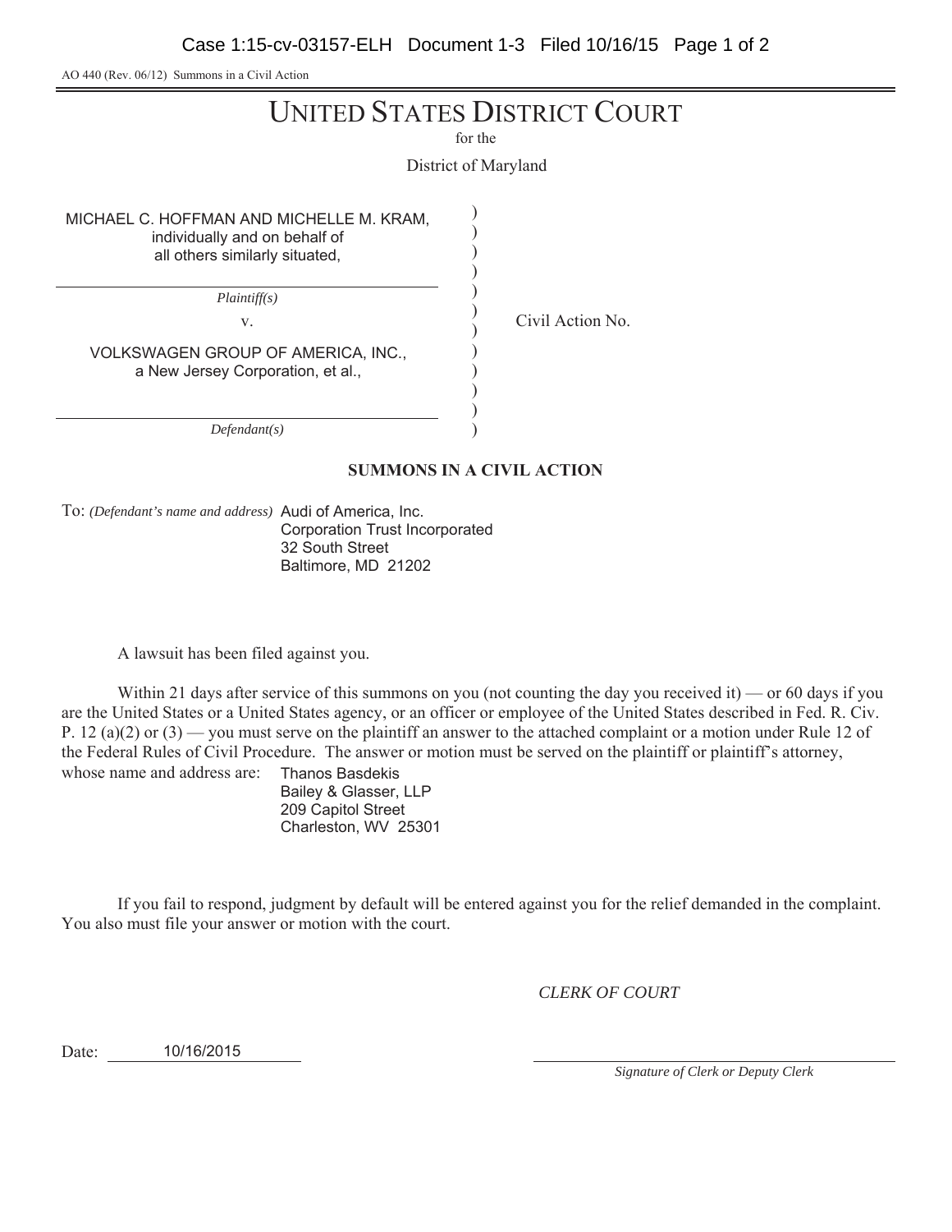AO 440 (Rev. 06/12) Summons in a Civil Action

# UNITED STATES DISTRICT COURT

for the

District of Maryland

MICHAEL C. HOFFMAN AND MICHELLE M. KRAM, individually and on behalf of all others similarly situated,

*Plaintiff(s)*

v.

VOLKSWAGEN GROUP OF AMERICA, INC., a New Jersey Corporation, et al.,

*Defendant(s)*

Civil Action No.

## SUMMONS IN A CIVIL ACTION

To: *(Defendant's name and address)* Audi of America, Inc.
Corporation Trust Incorporated
32 South Street
Baltimore, MD 21202

A lawsuit has been filed against you.

Within 21 days after service of this summons on you (not counting the day you received it) — or 60 days if you are the United States or a United States agency, or an officer or employee of the United States described in Fed. R. Civ. P. 12 (a)(2) or (3) — you must serve on the plaintiff an answer to the attached complaint or a motion under Rule 12 of the Federal Rules of Civil Procedure. The answer or motion must be served on the plaintiff or plaintiff's attorney, whose name and address are:

Thanos Basdekis
Bailey & Glasser, LLP
209 Capitol Street
Charleston, WV 25301

If you fail to respond, judgment by default will be entered against you for the relief demanded in the complaint. You also must file your answer or motion with the court.

*CLERK OF COURT*

Date: 10/16/2015

*Signature of Clerk or Deputy Clerk*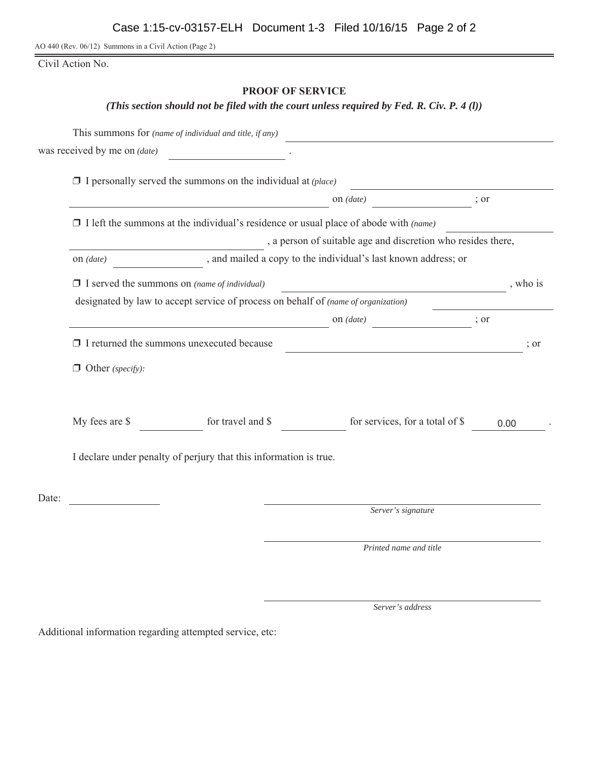AO 440 (Rev. 06/12) Summons in a Civil Action (Page 2)

Civil Action No.

## PROOF OF SERVICE

***(This section should not be filed with the court unless required by Fed. R. Civ. P. 4 (l))***

This summons for *(name of individual and title, if any)* ______________________________

was received by me on *(date)* ______________ .

❒ I personally served the summons on the individual at *(place)* ______________________________ on *(date)* ______________ ; or

❒ I left the summons at the individual's residence or usual place of abode with *(name)* ______________________________ , a person of suitable age and discretion who resides there, on *(date)* ______________ , and mailed a copy to the individual's last known address; or

❒ I served the summons on *(name of individual)* ______________________________ , who is designated by law to accept service of process on behalf of *(name of organization)* ______________________________ on *(date)* ______________ ; or

❒ I returned the summons unexecuted because ______________________________ ; or

❒ Other *(specify)*:

My fees are $ __________ for travel and $ __________ for services, for a total of $ 0.00 .

I declare under penalty of perjury that this information is true.

Date: ______________

______________________________
*Server's signature*

______________________________
*Printed name and title*

______________________________
*Server's address*

Additional information regarding attempted service, etc: